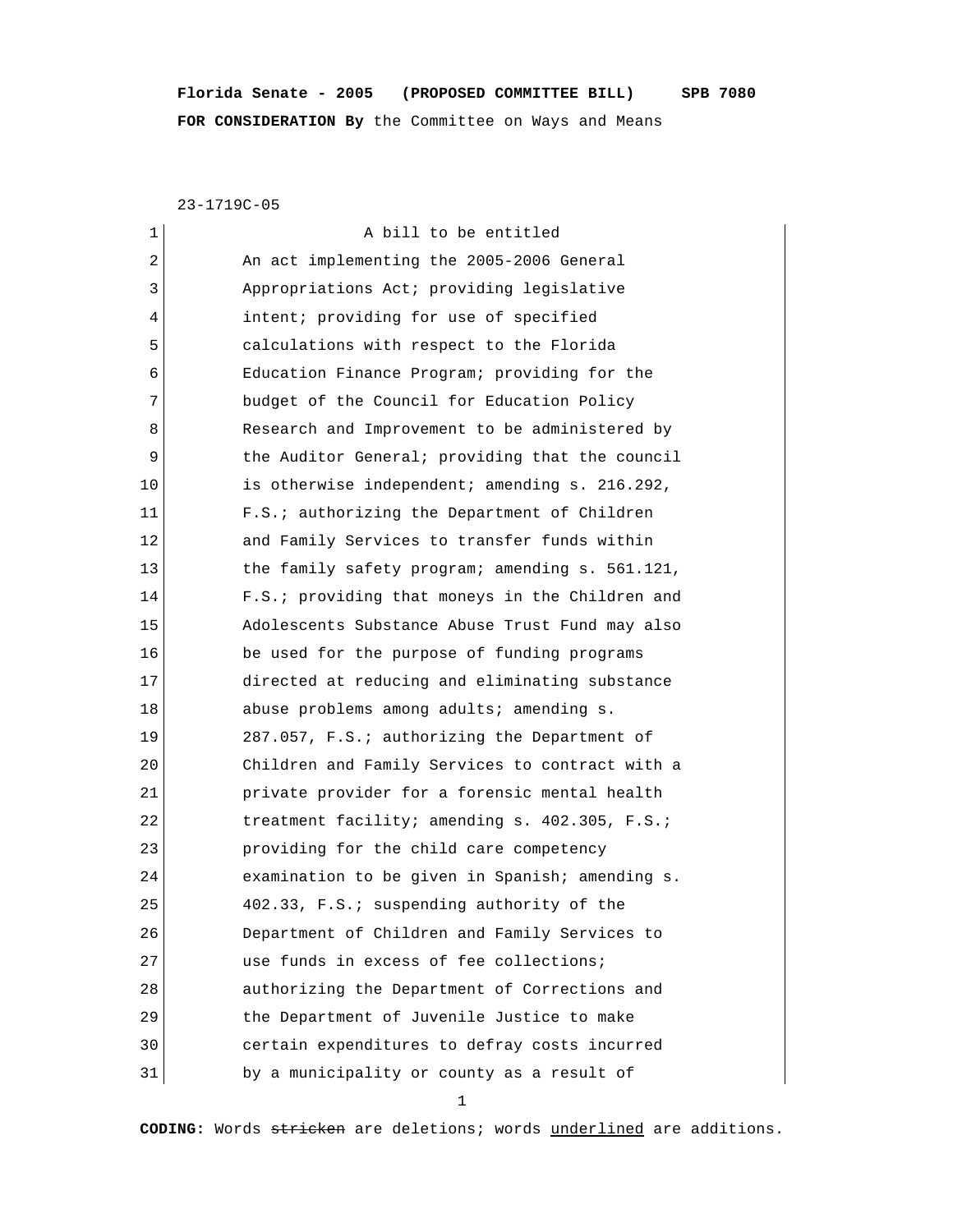**Florida Senate - 2005 (PROPOSED COMMITTEE BILL) SPB 7080**

**FOR CONSIDERATION By** the Committee on Ways and Means

23-1719C-05

A bill to be entitled

An act implementing the 2005-2006 General Appropriations Act; providing legislative intent; providing for use of specified calculations with respect to the Florida Education Finance Program; providing for the budget of the Council for Education Policy Research and Improvement to be administered by the Auditor General; providing that the council is otherwise independent; amending s. 216.292, F.S.; authorizing the Department of Children and Family Services to transfer funds within the family safety program; amending s. 561.121, F.S.; providing that moneys in the Children and Adolescents Substance Abuse Trust Fund may also be used for the purpose of funding programs directed at reducing and eliminating substance abuse problems among adults; amending s. 287.057, F.S.; authorizing the Department of Children and Family Services to contract with a private provider for a forensic mental health treatment facility; amending s. 402.305, F.S.; providing for the child care competency examination to be given in Spanish; amending s. 402.33, F.S.; suspending authority of the Department of Children and Family Services to use funds in excess of fee collections; authorizing the Department of Corrections and the Department of Juvenile Justice to make certain expenditures to defray costs incurred by a municipality or county as a result of

**CODING:** Words ~~stricken~~ are deletions; words <u>underlined</u> are additions.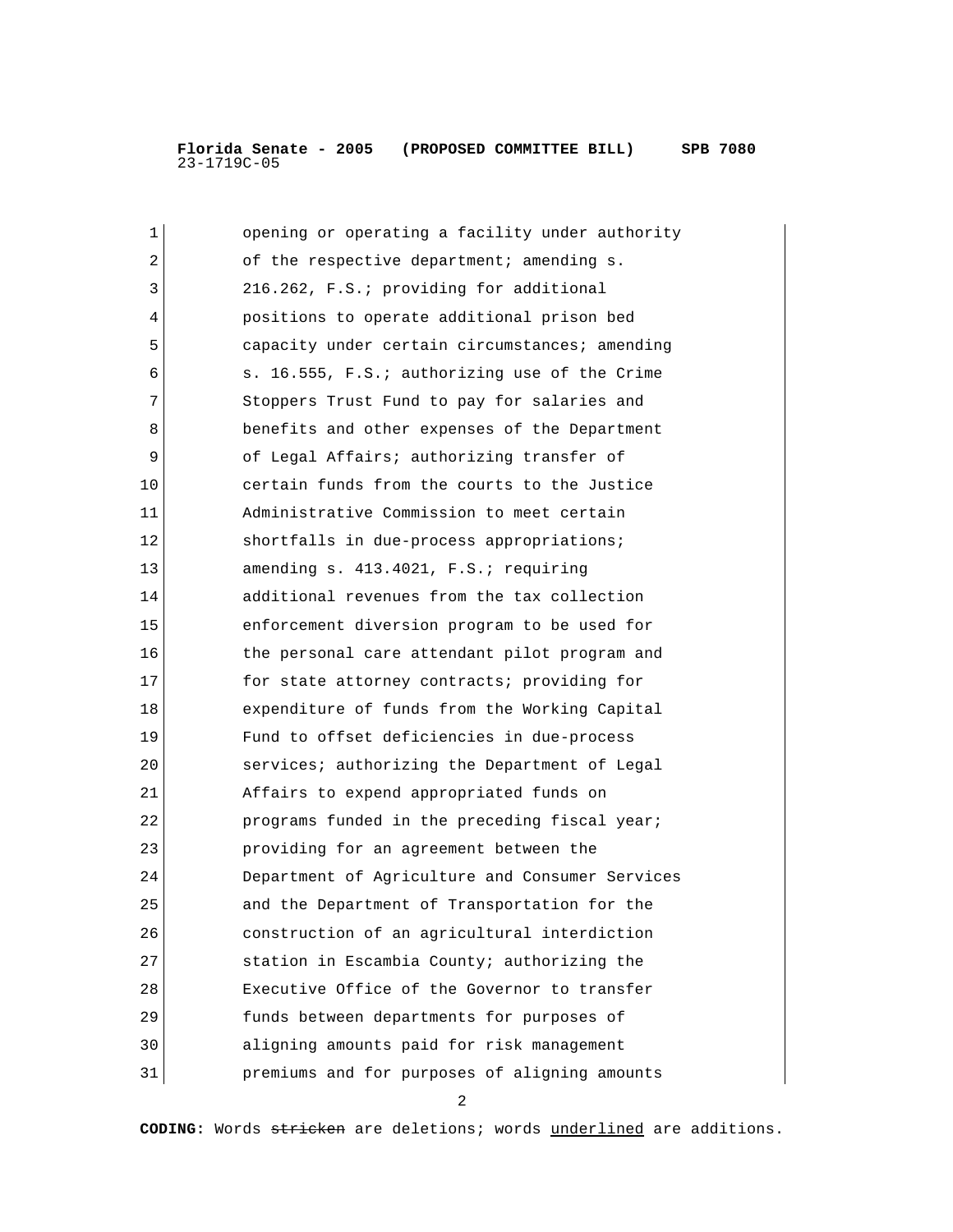opening or operating a facility under authority of the respective department; amending s. 216.262, F.S.; providing for additional positions to operate additional prison bed capacity under certain circumstances; amending s. 16.555, F.S.; authorizing use of the Crime Stoppers Trust Fund to pay for salaries and benefits and other expenses of the Department of Legal Affairs; authorizing transfer of certain funds from the courts to the Justice Administrative Commission to meet certain shortfalls in due-process appropriations; amending s. 413.4021, F.S.; requiring additional revenues from the tax collection enforcement diversion program to be used for the personal care attendant pilot program and for state attorney contracts; providing for expenditure of funds from the Working Capital Fund to offset deficiencies in due-process services; authorizing the Department of Legal Affairs to expend appropriated funds on programs funded in the preceding fiscal year; providing for an agreement between the Department of Agriculture and Consumer Services and the Department of Transportation for the construction of an agricultural interdiction station in Escambia County; authorizing the Executive Office of the Governor to transfer funds between departments for purposes of aligning amounts paid for risk management premiums and for purposes of aligning amounts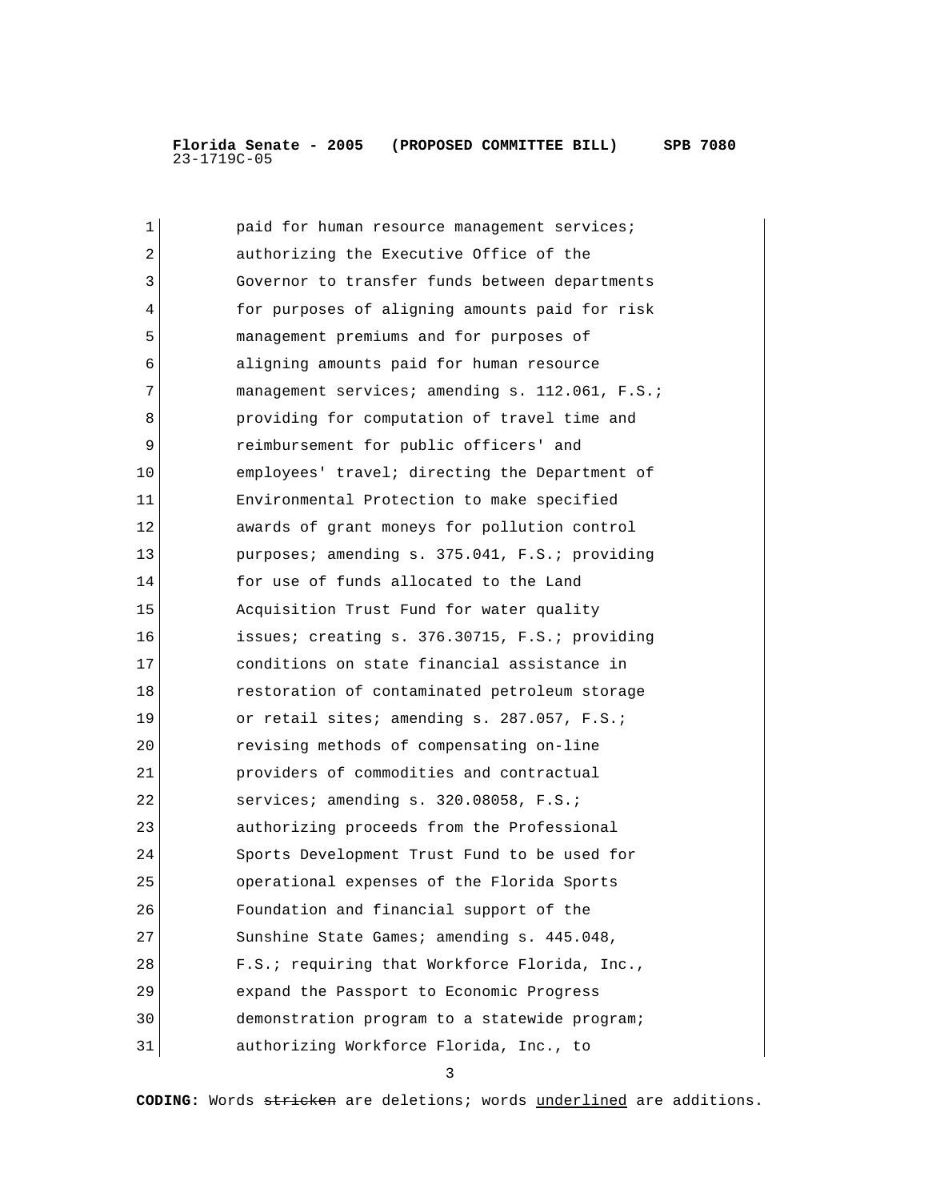paid for human resource management services; authorizing the Executive Office of the Governor to transfer funds between departments for purposes of aligning amounts paid for risk management premiums and for purposes of aligning amounts paid for human resource management services; amending s. 112.061, F.S.; providing for computation of travel time and reimbursement for public officers' and employees' travel; directing the Department of Environmental Protection to make specified awards of grant moneys for pollution control purposes; amending s. 375.041, F.S.; providing for use of funds allocated to the Land Acquisition Trust Fund for water quality issues; creating s. 376.30715, F.S.; providing conditions on state financial assistance in restoration of contaminated petroleum storage or retail sites; amending s. 287.057, F.S.; revising methods of compensating on-line providers of commodities and contractual services; amending s. 320.08058, F.S.; authorizing proceeds from the Professional Sports Development Trust Fund to be used for operational expenses of the Florida Sports Foundation and financial support of the Sunshine State Games; amending s. 445.048, F.S.; requiring that Workforce Florida, Inc., expand the Passport to Economic Progress demonstration program to a statewide program; authorizing Workforce Florida, Inc., to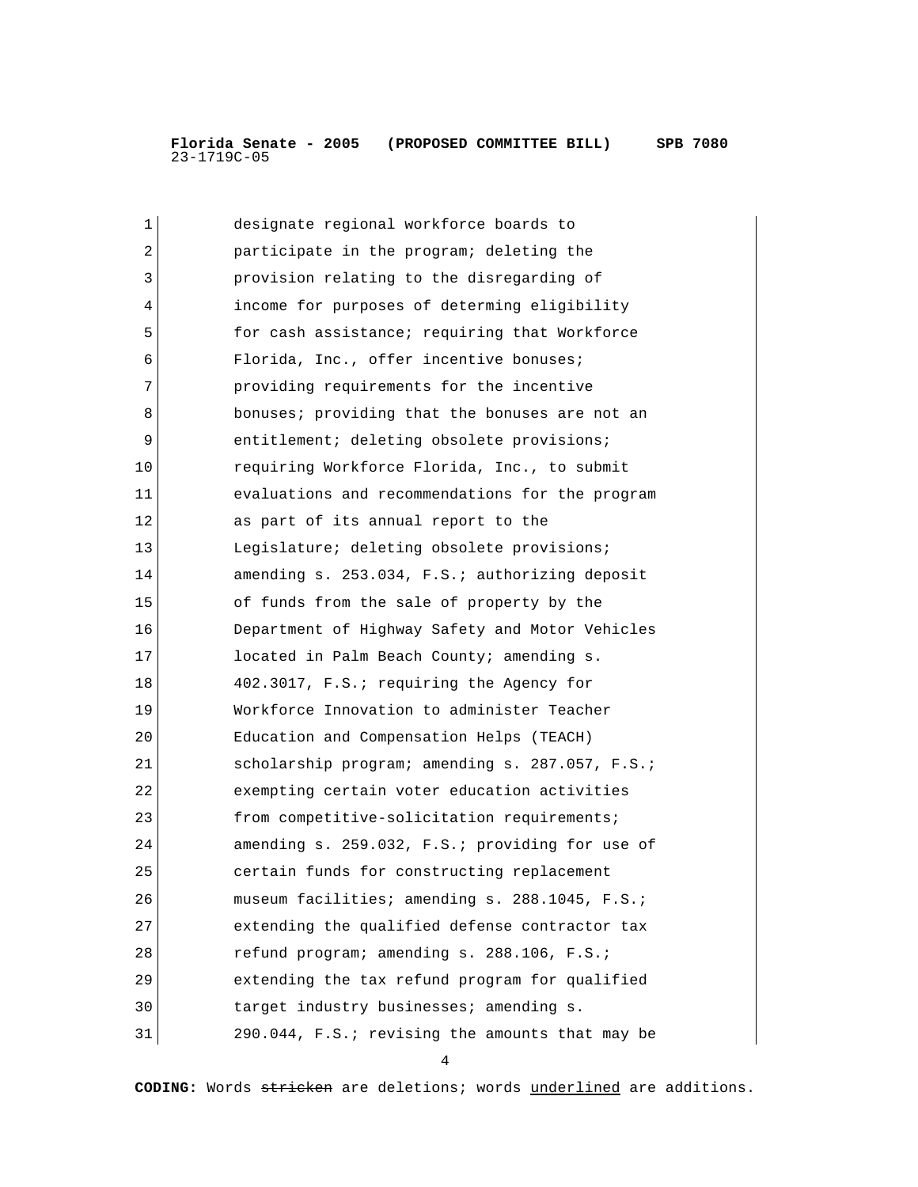designate regional workforce boards to participate in the program; deleting the provision relating to the disregarding of income for purposes of determing eligibility for cash assistance; requiring that Workforce Florida, Inc., offer incentive bonuses; providing requirements for the incentive bonuses; providing that the bonuses are not an entitlement; deleting obsolete provisions; requiring Workforce Florida, Inc., to submit evaluations and recommendations for the program as part of its annual report to the Legislature; deleting obsolete provisions; amending s. 253.034, F.S.; authorizing deposit of funds from the sale of property by the Department of Highway Safety and Motor Vehicles located in Palm Beach County; amending s. 402.3017, F.S.; requiring the Agency for Workforce Innovation to administer Teacher Education and Compensation Helps (TEACH) scholarship program; amending s. 287.057, F.S.; exempting certain voter education activities from competitive-solicitation requirements; amending s. 259.032, F.S.; providing for use of certain funds for constructing replacement museum facilities; amending s. 288.1045, F.S.; extending the qualified defense contractor tax refund program; amending s. 288.106, F.S.; extending the tax refund program for qualified target industry businesses; amending s. 290.044, F.S.; revising the amounts that may be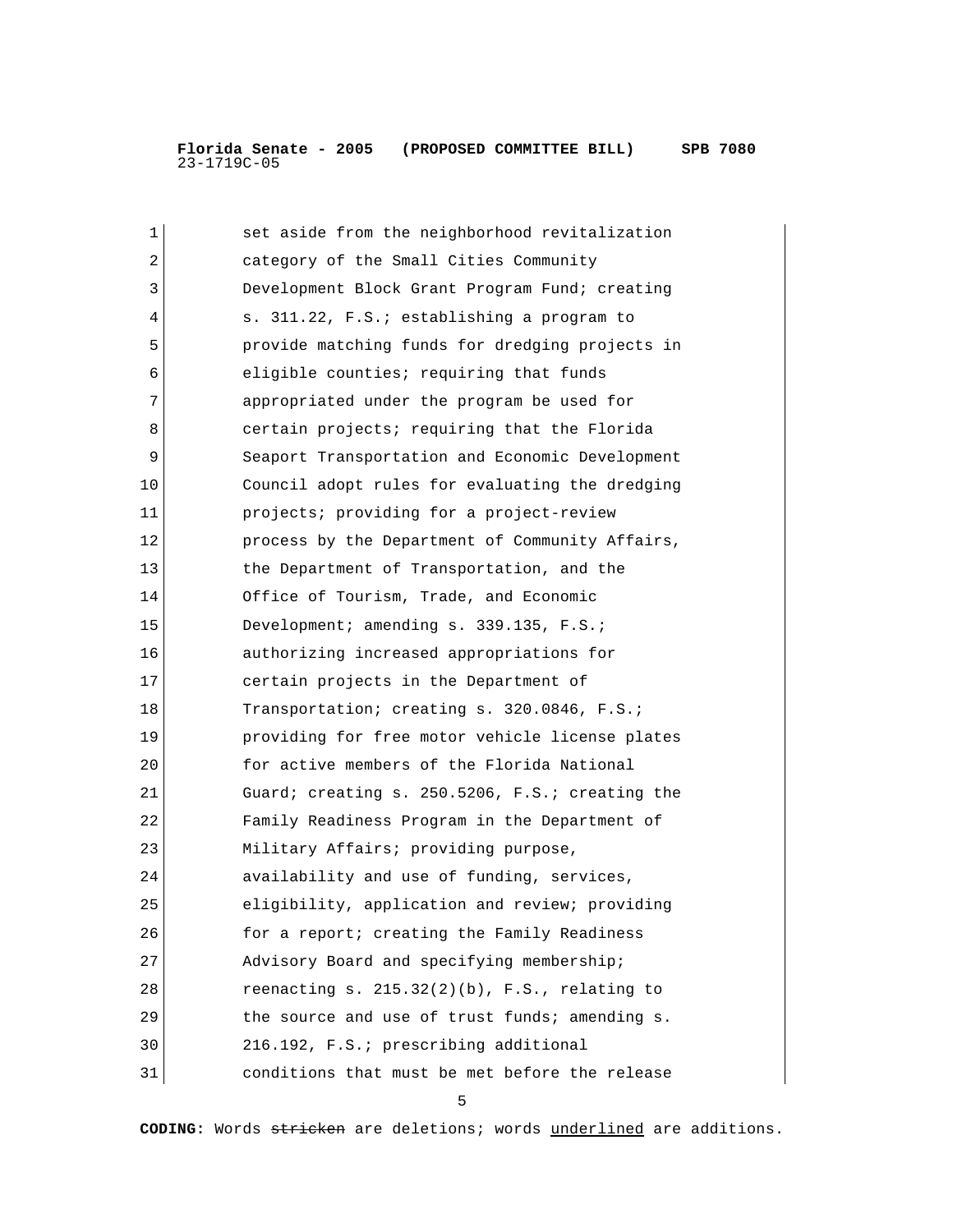set aside from the neighborhood revitalization category of the Small Cities Community Development Block Grant Program Fund; creating s. 311.22, F.S.; establishing a program to provide matching funds for dredging projects in eligible counties; requiring that funds appropriated under the program be used for certain projects; requiring that the Florida Seaport Transportation and Economic Development Council adopt rules for evaluating the dredging projects; providing for a project-review process by the Department of Community Affairs, the Department of Transportation, and the Office of Tourism, Trade, and Economic Development; amending s. 339.135, F.S.; authorizing increased appropriations for certain projects in the Department of Transportation; creating s. 320.0846, F.S.; providing for free motor vehicle license plates for active members of the Florida National Guard; creating s. 250.5206, F.S.; creating the Family Readiness Program in the Department of Military Affairs; providing purpose, availability and use of funding, services, eligibility, application and review; providing for a report; creating the Family Readiness Advisory Board and specifying membership; reenacting s. 215.32(2)(b), F.S., relating to the source and use of trust funds; amending s. 216.192, F.S.; prescribing additional conditions that must be met before the release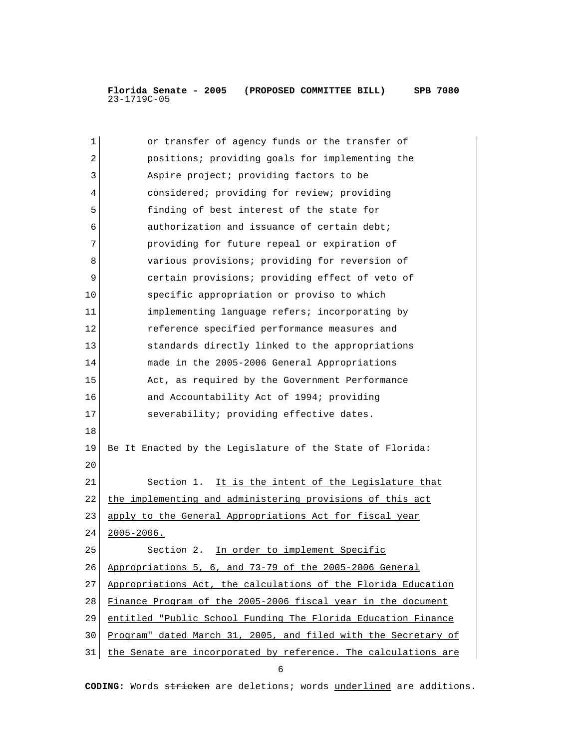or transfer of agency funds or the transfer of positions; providing goals for implementing the Aspire project; providing factors to be considered; providing for review; providing finding of best interest of the state for authorization and issuance of certain debt; providing for future repeal or expiration of various provisions; providing for reversion of certain provisions; providing effect of veto of specific appropriation or proviso to which implementing language refers; incorporating by reference specified performance measures and standards directly linked to the appropriations made in the 2005-2006 General Appropriations Act, as required by the Government Performance and Accountability Act of 1994; providing severability; providing effective dates.

Be It Enacted by the Legislature of the State of Florida:

Section 1. It is the intent of the Legislature that the implementing and administering provisions of this act apply to the General Appropriations Act for fiscal year 2005-2006.

Section 2. In order to implement Specific Appropriations 5, 6, and 73-79 of the 2005-2006 General Appropriations Act, the calculations of the Florida Education Finance Program of the 2005-2006 fiscal year in the document entitled "Public School Funding The Florida Education Finance Program" dated March 31, 2005, and filed with the Secretary of the Senate are incorporated by reference. The calculations are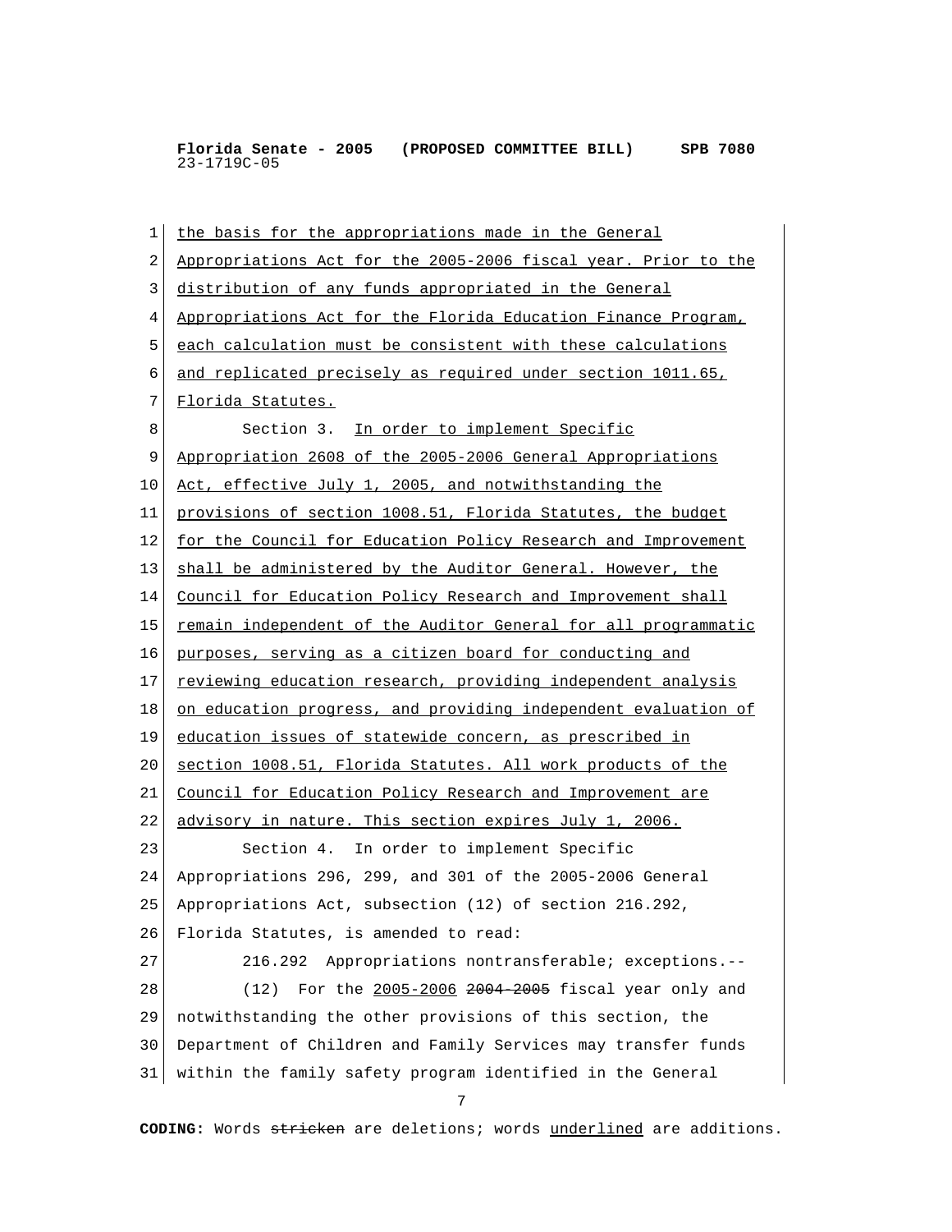the basis for the appropriations made in the General Appropriations Act for the 2005-2006 fiscal year. Prior to the distribution of any funds appropriated in the General Appropriations Act for the Florida Education Finance Program, each calculation must be consistent with these calculations and replicated precisely as required under section 1011.65, Florida Statutes.

Section 3. In order to implement Specific Appropriation 2608 of the 2005-2006 General Appropriations Act, effective July 1, 2005, and notwithstanding the provisions of section 1008.51, Florida Statutes, the budget for the Council for Education Policy Research and Improvement shall be administered by the Auditor General. However, the Council for Education Policy Research and Improvement shall remain independent of the Auditor General for all programmatic purposes, serving as a citizen board for conducting and reviewing education research, providing independent analysis on education progress, and providing independent evaluation of education issues of statewide concern, as prescribed in section 1008.51, Florida Statutes. All work products of the Council for Education Policy Research and Improvement are advisory in nature. This section expires July 1, 2006.

Section 4. In order to implement Specific Appropriations 296, 299, and 301 of the 2005-2006 General Appropriations Act, subsection (12) of section 216.292, Florida Statutes, is amended to read:

216.292 Appropriations nontransferable; exceptions.--

(12) For the 2005-2006 ~~2004-2005~~ fiscal year only and notwithstanding the other provisions of this section, the Department of Children and Family Services may transfer funds within the family safety program identified in the General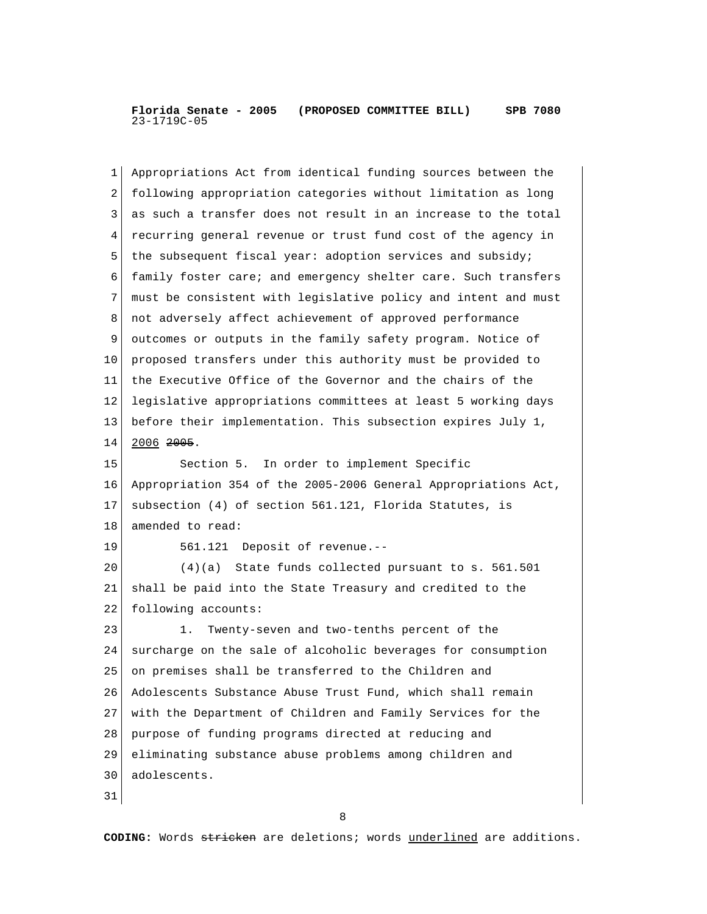Appropriations Act from identical funding sources between the following appropriation categories without limitation as long as such a transfer does not result in an increase to the total recurring general revenue or trust fund cost of the agency in the subsequent fiscal year: adoption services and subsidy; family foster care; and emergency shelter care. Such transfers must be consistent with legislative policy and intent and must not adversely affect achievement of approved performance outcomes or outputs in the family safety program. Notice of proposed transfers under this authority must be provided to the Executive Office of the Governor and the chairs of the legislative appropriations committees at least 5 working days before their implementation. This subsection expires July 1, <u>2006</u> ~~2005~~.

Section 5. In order to implement Specific Appropriation 354 of the 2005-2006 General Appropriations Act, subsection (4) of section 561.121, Florida Statutes, is amended to read:

561.121 Deposit of revenue.--

(4)(a) State funds collected pursuant to s. 561.501 shall be paid into the State Treasury and credited to the following accounts:

1. Twenty-seven and two-tenths percent of the surcharge on the sale of alcoholic beverages for consumption on premises shall be transferred to the Children and Adolescents Substance Abuse Trust Fund, which shall remain with the Department of Children and Family Services for the purpose of funding programs directed at reducing and eliminating substance abuse problems among children and adolescents.

**CODING:** Words ~~stricken~~ are deletions; words <u>underlined</u> are additions.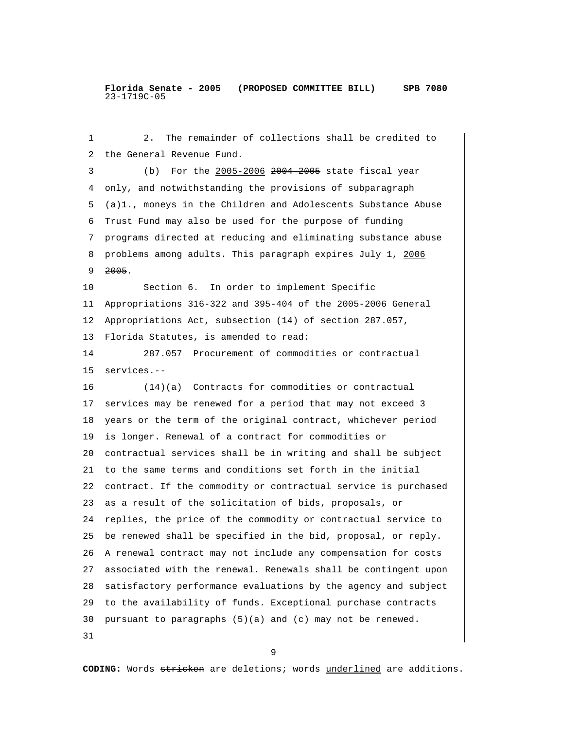2. The remainder of collections shall be credited to the General Revenue Fund.

(b) For the <u>2005-2006</u> ~~2004-2005~~ state fiscal year only, and notwithstanding the provisions of subparagraph (a)1., moneys in the Children and Adolescents Substance Abuse Trust Fund may also be used for the purpose of funding programs directed at reducing and eliminating substance abuse problems among adults. This paragraph expires July 1, <u>2006</u> ~~2005~~.

Section 6. In order to implement Specific Appropriations 316-322 and 395-404 of the 2005-2006 General Appropriations Act, subsection (14) of section 287.057, Florida Statutes, is amended to read:

287.057 Procurement of commodities or contractual services.--

(14)(a) Contracts for commodities or contractual services may be renewed for a period that may not exceed 3 years or the term of the original contract, whichever period is longer. Renewal of a contract for commodities or contractual services shall be in writing and shall be subject to the same terms and conditions set forth in the initial contract. If the commodity or contractual service is purchased as a result of the solicitation of bids, proposals, or replies, the price of the commodity or contractual service to be renewed shall be specified in the bid, proposal, or reply. A renewal contract may not include any compensation for costs associated with the renewal. Renewals shall be contingent upon satisfactory performance evaluations by the agency and subject to the availability of funds. Exceptional purchase contracts pursuant to paragraphs (5)(a) and (c) may not be renewed.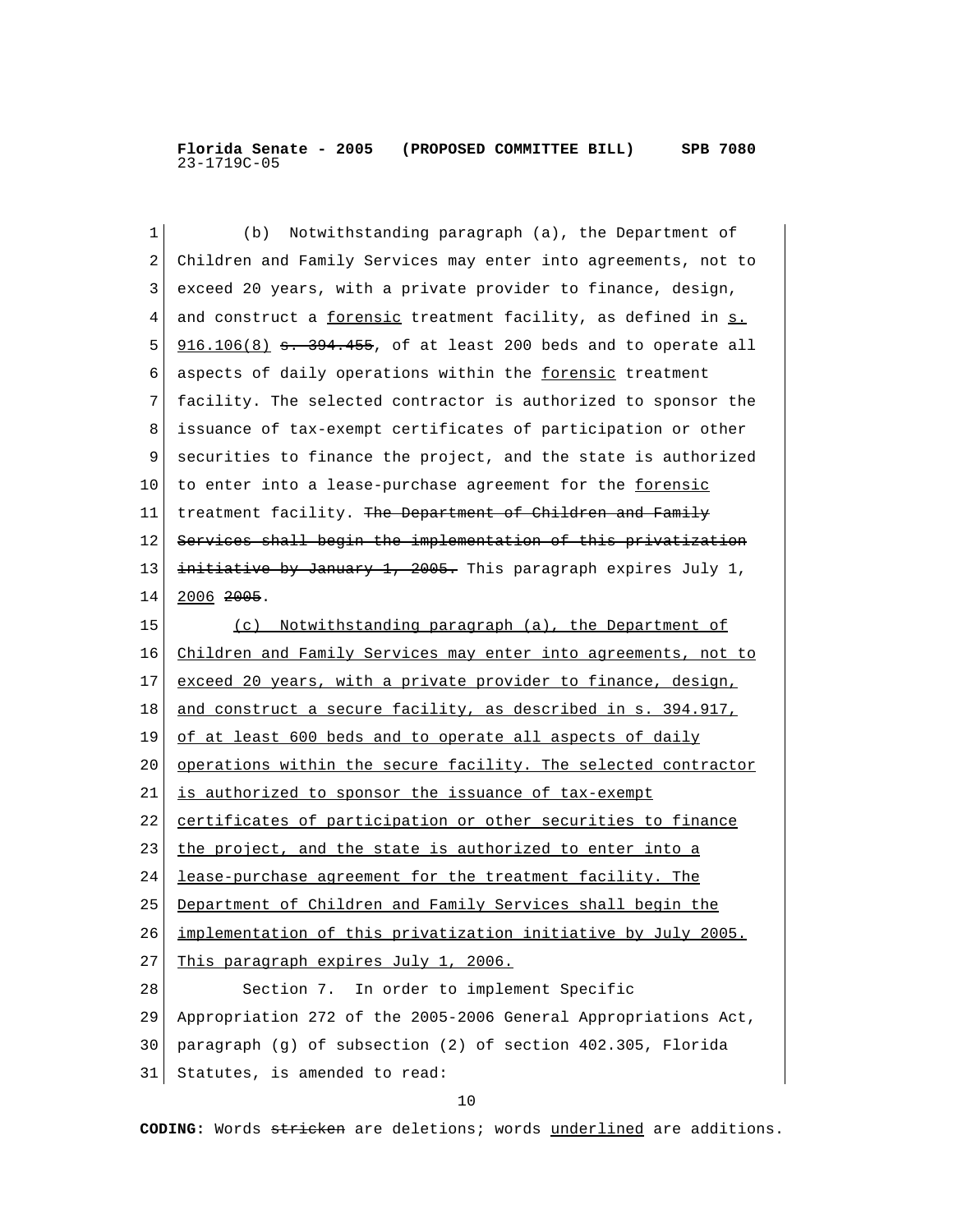(b) Notwithstanding paragraph (a), the Department of Children and Family Services may enter into agreements, not to exceed 20 years, with a private provider to finance, design, and construct a <u>forensic</u> treatment facility, as defined in <u>s. 916.106(8)</u> ~~s. 394.455~~, of at least 200 beds and to operate all aspects of daily operations within the <u>forensic</u> treatment facility. The selected contractor is authorized to sponsor the issuance of tax-exempt certificates of participation or other securities to finance the project, and the state is authorized to enter into a lease-purchase agreement for the <u>forensic</u> treatment facility. ~~The Department of Children and Family Services shall begin the implementation of this privatization initiative by January 1, 2005.~~ This paragraph expires July 1, <u>2006</u> ~~2005~~.

<u>(c) Notwithstanding paragraph (a), the Department of Children and Family Services may enter into agreements, not to exceed 20 years, with a private provider to finance, design, and construct a secure facility, as described in s. 394.917, of at least 600 beds and to operate all aspects of daily operations within the secure facility. The selected contractor is authorized to sponsor the issuance of tax-exempt certificates of participation or other securities to finance the project, and the state is authorized to enter into a lease-purchase agreement for the treatment facility. The Department of Children and Family Services shall begin the implementation of this privatization initiative by July 2005. This paragraph expires July 1, 2006.</u>

Section 7. In order to implement Specific Appropriation 272 of the 2005-2006 General Appropriations Act, paragraph (g) of subsection (2) of section 402.305, Florida Statutes, is amended to read:

**CODING:** Words ~~stricken~~ are deletions; words <u>underlined</u> are additions.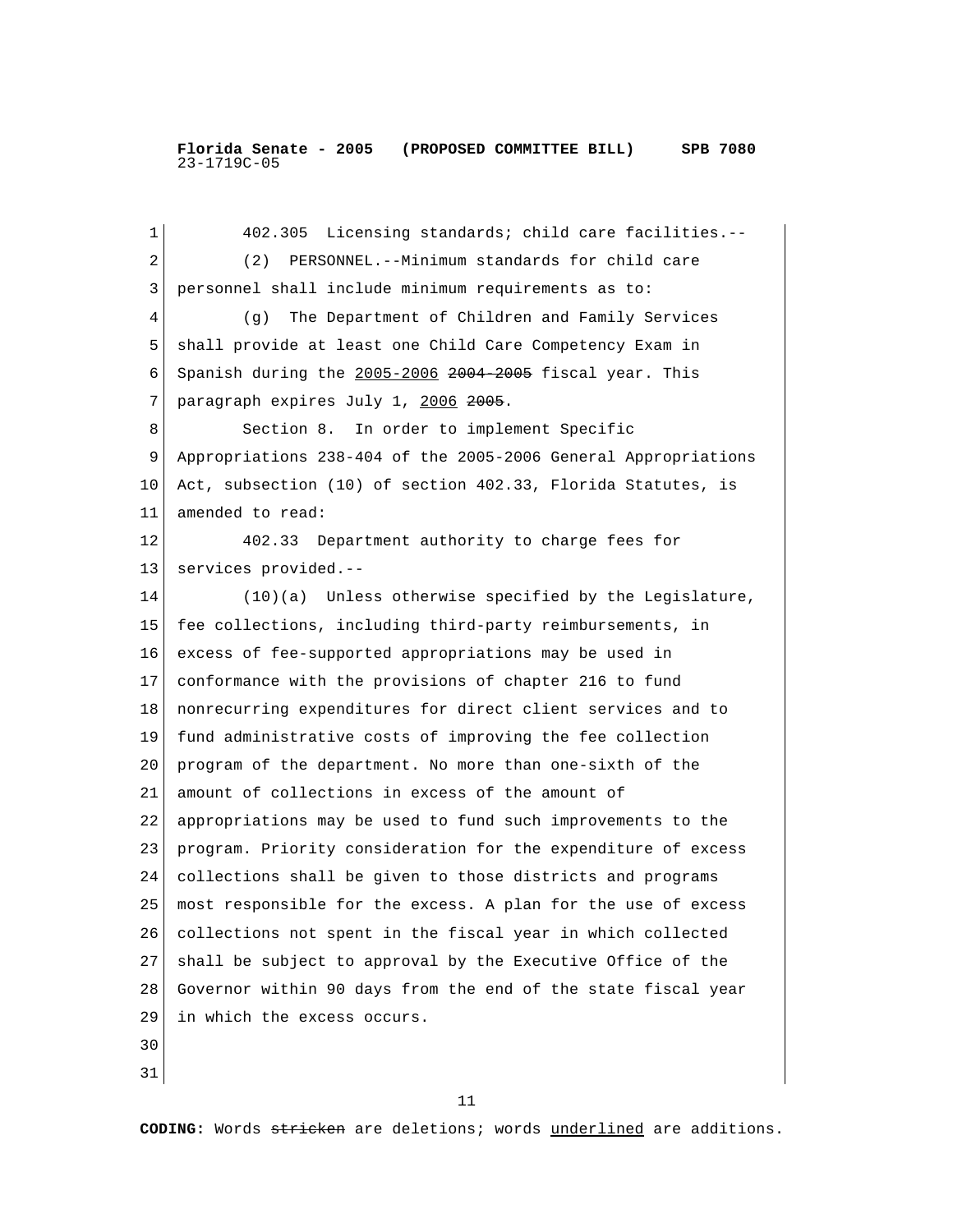402.305 Licensing standards; child care facilities.--

(2) PERSONNEL.--Minimum standards for child care personnel shall include minimum requirements as to:

(g) The Department of Children and Family Services shall provide at least one Child Care Competency Exam in Spanish during the <u>2005-2006</u> ~~2004-2005~~ fiscal year. This paragraph expires July 1, <u>2006</u> ~~2005~~.

Section 8. In order to implement Specific Appropriations 238-404 of the 2005-2006 General Appropriations Act, subsection (10) of section 402.33, Florida Statutes, is amended to read:

402.33 Department authority to charge fees for services provided.--

(10)(a) Unless otherwise specified by the Legislature, fee collections, including third-party reimbursements, in excess of fee-supported appropriations may be used in conformance with the provisions of chapter 216 to fund nonrecurring expenditures for direct client services and to fund administrative costs of improving the fee collection program of the department. No more than one-sixth of the amount of collections in excess of the amount of appropriations may be used to fund such improvements to the program. Priority consideration for the expenditure of excess collections shall be given to those districts and programs most responsible for the excess. A plan for the use of excess collections not spent in the fiscal year in which collected shall be subject to approval by the Executive Office of the Governor within 90 days from the end of the state fiscal year in which the excess occurs.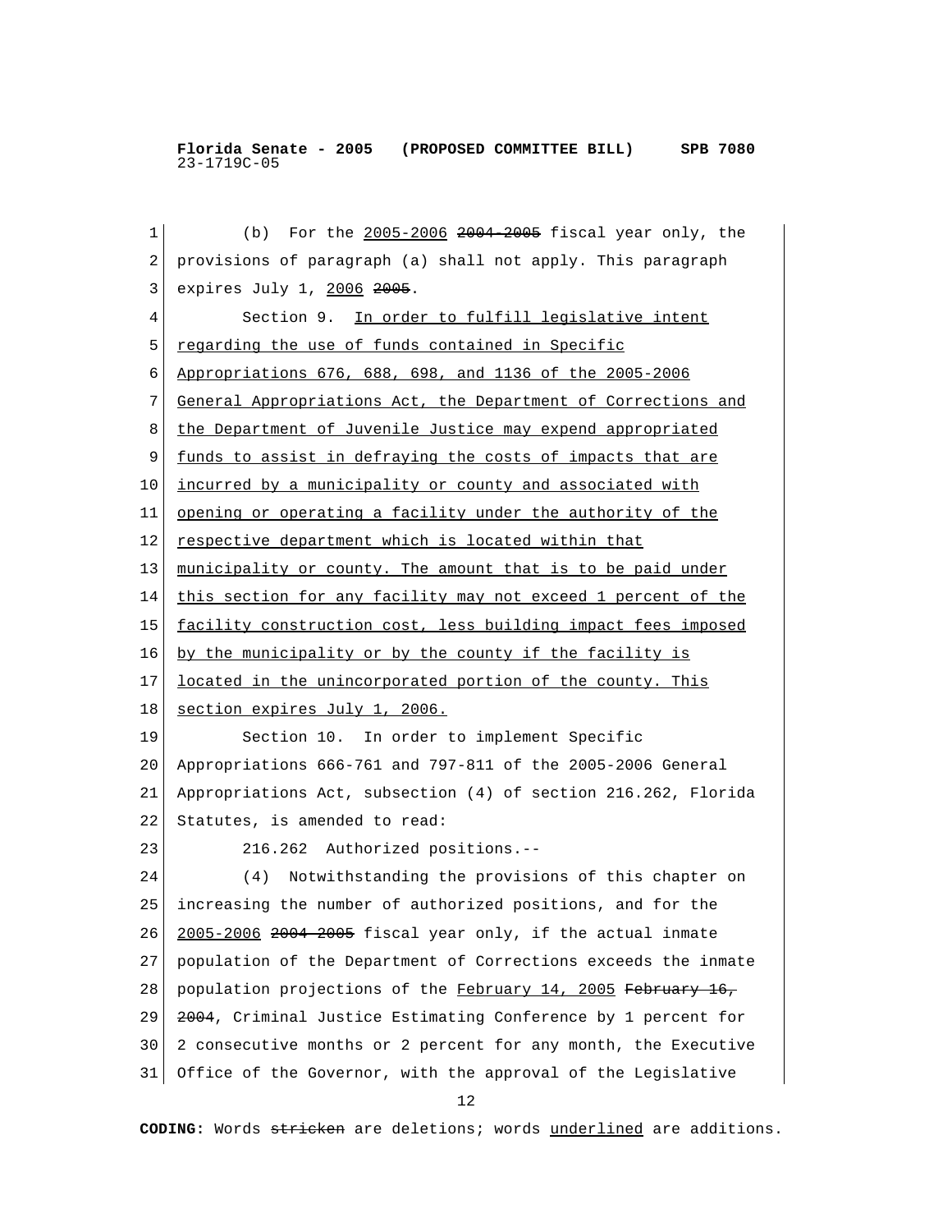(b) For the <u>2005-2006</u> ~~2004-2005~~ fiscal year only, the provisions of paragraph (a) shall not apply. This paragraph expires July 1, <u>2006</u> ~~2005~~.

Section 9. <u>In order to fulfill legislative intent regarding the use of funds contained in Specific Appropriations 676, 688, 698, and 1136 of the 2005-2006 General Appropriations Act, the Department of Corrections and the Department of Juvenile Justice may expend appropriated funds to assist in defraying the costs of impacts that are incurred by a municipality or county and associated with opening or operating a facility under the authority of the respective department which is located within that municipality or county. The amount that is to be paid under this section for any facility may not exceed 1 percent of the facility construction cost, less building impact fees imposed by the municipality or by the county if the facility is located in the unincorporated portion of the county. This section expires July 1, 2006.</u>

Section 10. In order to implement Specific Appropriations 666-761 and 797-811 of the 2005-2006 General Appropriations Act, subsection (4) of section 216.262, Florida Statutes, is amended to read:

216.262 Authorized positions.--

(4) Notwithstanding the provisions of this chapter on increasing the number of authorized positions, and for the <u>2005-2006</u> ~~2004-2005~~ fiscal year only, if the actual inmate population of the Department of Corrections exceeds the inmate population projections of the <u>February 14, 2005</u> ~~February 16, 2004~~, Criminal Justice Estimating Conference by 1 percent for 2 consecutive months or 2 percent for any month, the Executive Office of the Governor, with the approval of the Legislative

**CODING:** Words ~~stricken~~ are deletions; words <u>underlined</u> are additions.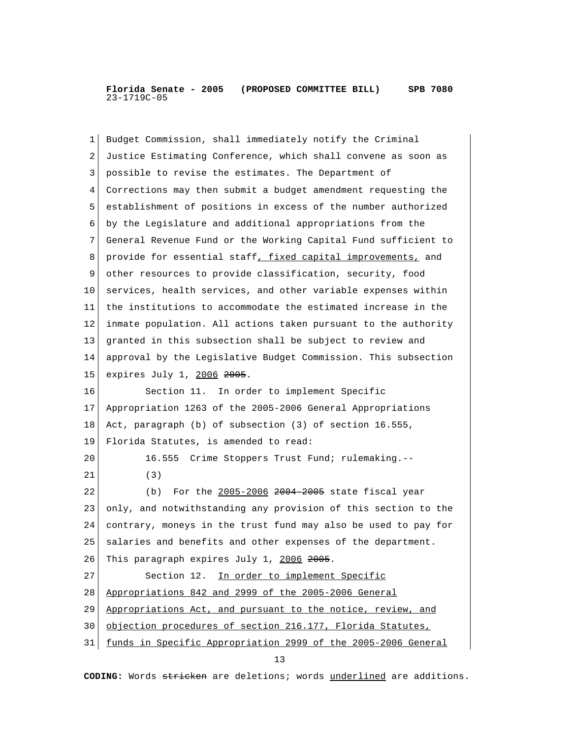Budget Commission, shall immediately notify the Criminal Justice Estimating Conference, which shall convene as soon as possible to revise the estimates. The Department of Corrections may then submit a budget amendment requesting the establishment of positions in excess of the number authorized by the Legislature and additional appropriations from the General Revenue Fund or the Working Capital Fund sufficient to provide for essential staff<u>, fixed capital improvements,</u> and other resources to provide classification, security, food services, health services, and other variable expenses within the institutions to accommodate the estimated increase in the inmate population. All actions taken pursuant to the authority granted in this subsection shall be subject to review and approval by the Legislative Budget Commission. This subsection expires July 1, <u>2006</u> ~~2005~~.

Section 11. In order to implement Specific Appropriation 1263 of the 2005-2006 General Appropriations Act, paragraph (b) of subsection (3) of section 16.555, Florida Statutes, is amended to read:

16.555 Crime Stoppers Trust Fund; rulemaking.--

(3)

(b) For the <u>2005-2006</u> ~~2004-2005~~ state fiscal year only, and notwithstanding any provision of this section to the contrary, moneys in the trust fund may also be used to pay for salaries and benefits and other expenses of the department. This paragraph expires July 1, <u>2006</u> ~~2005~~.

Section 12. <u>In order to implement Specific Appropriations 842 and 2999 of the 2005-2006 General Appropriations Act, and pursuant to the notice, review, and objection procedures of section 216.177, Florida Statutes, funds in Specific Appropriation 2999 of the 2005-2006 General</u>

**CODING:** Words ~~stricken~~ are deletions; words <u>underlined</u> are additions.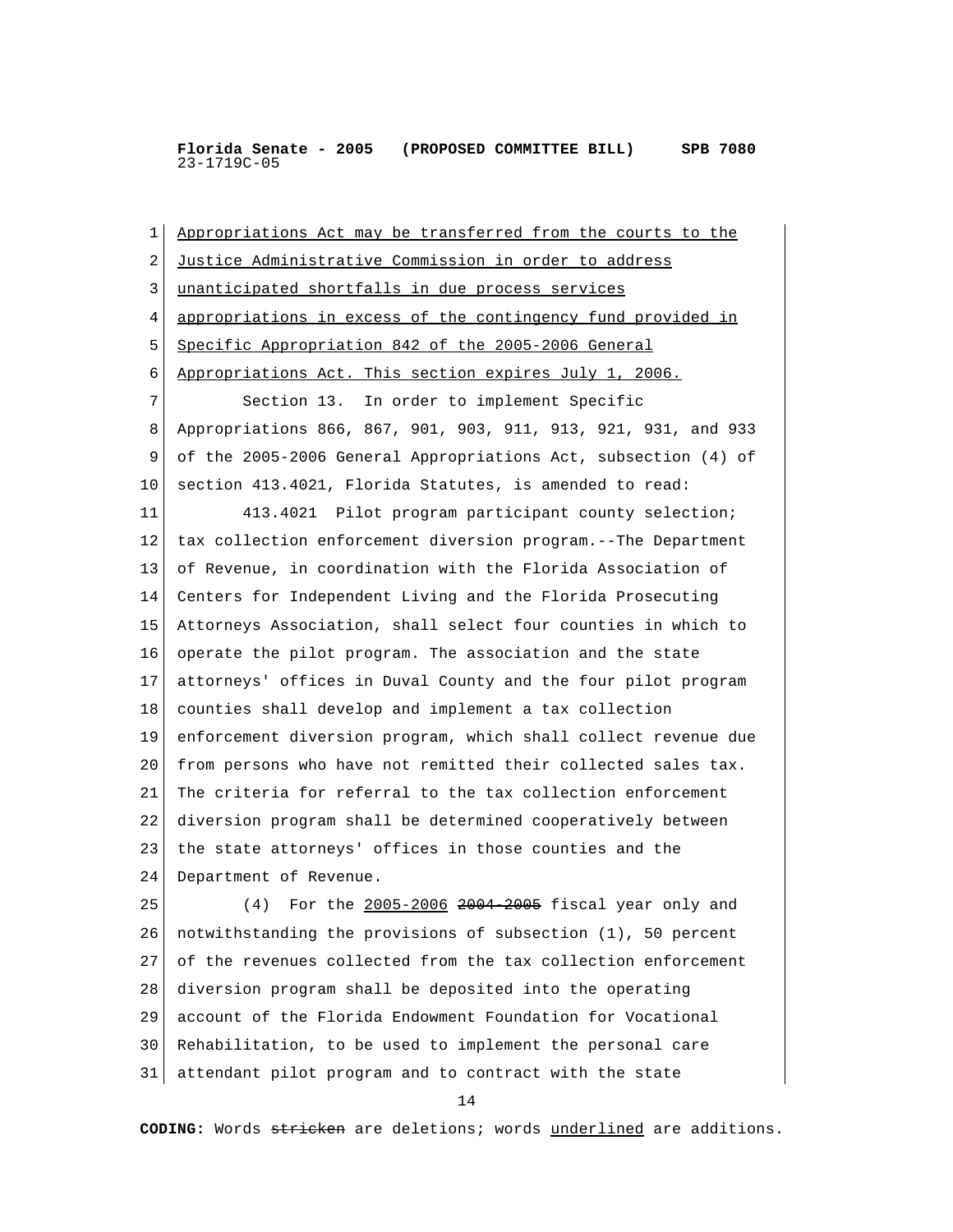Appropriations Act may be transferred from the courts to the Justice Administrative Commission in order to address unanticipated shortfalls in due process services appropriations in excess of the contingency fund provided in Specific Appropriation 842 of the 2005-2006 General Appropriations Act. This section expires July 1, 2006.

Section 13. In order to implement Specific Appropriations 866, 867, 901, 903, 911, 913, 921, 931, and 933 of the 2005-2006 General Appropriations Act, subsection (4) of section 413.4021, Florida Statutes, is amended to read:

413.4021 Pilot program participant county selection; tax collection enforcement diversion program.--The Department of Revenue, in coordination with the Florida Association of Centers for Independent Living and the Florida Prosecuting Attorneys Association, shall select four counties in which to operate the pilot program. The association and the state attorneys' offices in Duval County and the four pilot program counties shall develop and implement a tax collection enforcement diversion program, which shall collect revenue due from persons who have not remitted their collected sales tax. The criteria for referral to the tax collection enforcement diversion program shall be determined cooperatively between the state attorneys' offices in those counties and the Department of Revenue.

(4) For the 2005-2006 ~~2004-2005~~ fiscal year only and notwithstanding the provisions of subsection (1), 50 percent of the revenues collected from the tax collection enforcement diversion program shall be deposited into the operating account of the Florida Endowment Foundation for Vocational Rehabilitation, to be used to implement the personal care attendant pilot program and to contract with the state

**CODING:** Words ~~stricken~~ are deletions; words underlined are additions.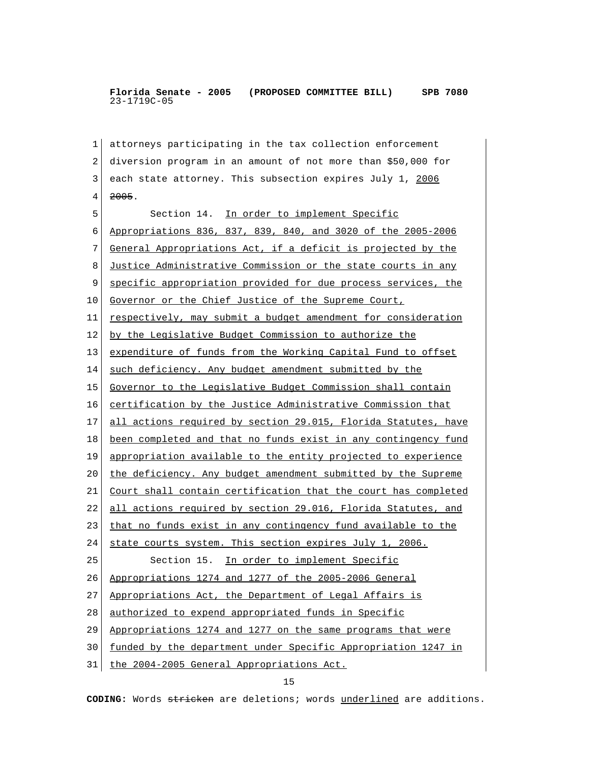attorneys participating in the tax collection enforcement diversion program in an amount of not more than $50,000 for each state attorney. This subsection expires July 1, <u>2006</u> ~~2005~~.

Section 14. <u>In order to implement Specific Appropriations 836, 837, 839, 840, and 3020 of the 2005-2006 General Appropriations Act, if a deficit is projected by the Justice Administrative Commission or the state courts in any specific appropriation provided for due process services, the Governor or the Chief Justice of the Supreme Court, respectively, may submit a budget amendment for consideration by the Legislative Budget Commission to authorize the expenditure of funds from the Working Capital Fund to offset such deficiency. Any budget amendment submitted by the Governor to the Legislative Budget Commission shall contain certification by the Justice Administrative Commission that all actions required by section 29.015, Florida Statutes, have been completed and that no funds exist in any contingency fund appropriation available to the entity projected to experience the deficiency. Any budget amendment submitted by the Supreme Court shall contain certification that the court has completed all actions required by section 29.016, Florida Statutes, and that no funds exist in any contingency fund available to the state courts system. This section expires July 1, 2006.</u>

Section 15. <u>In order to implement Specific Appropriations 1274 and 1277 of the 2005-2006 General Appropriations Act, the Department of Legal Affairs is authorized to expend appropriated funds in Specific Appropriations 1274 and 1277 on the same programs that were funded by the department under Specific Appropriation 1247 in the 2004-2005 General Appropriations Act.</u>

**CODING:** Words ~~stricken~~ are deletions; words <u>underlined</u> are additions.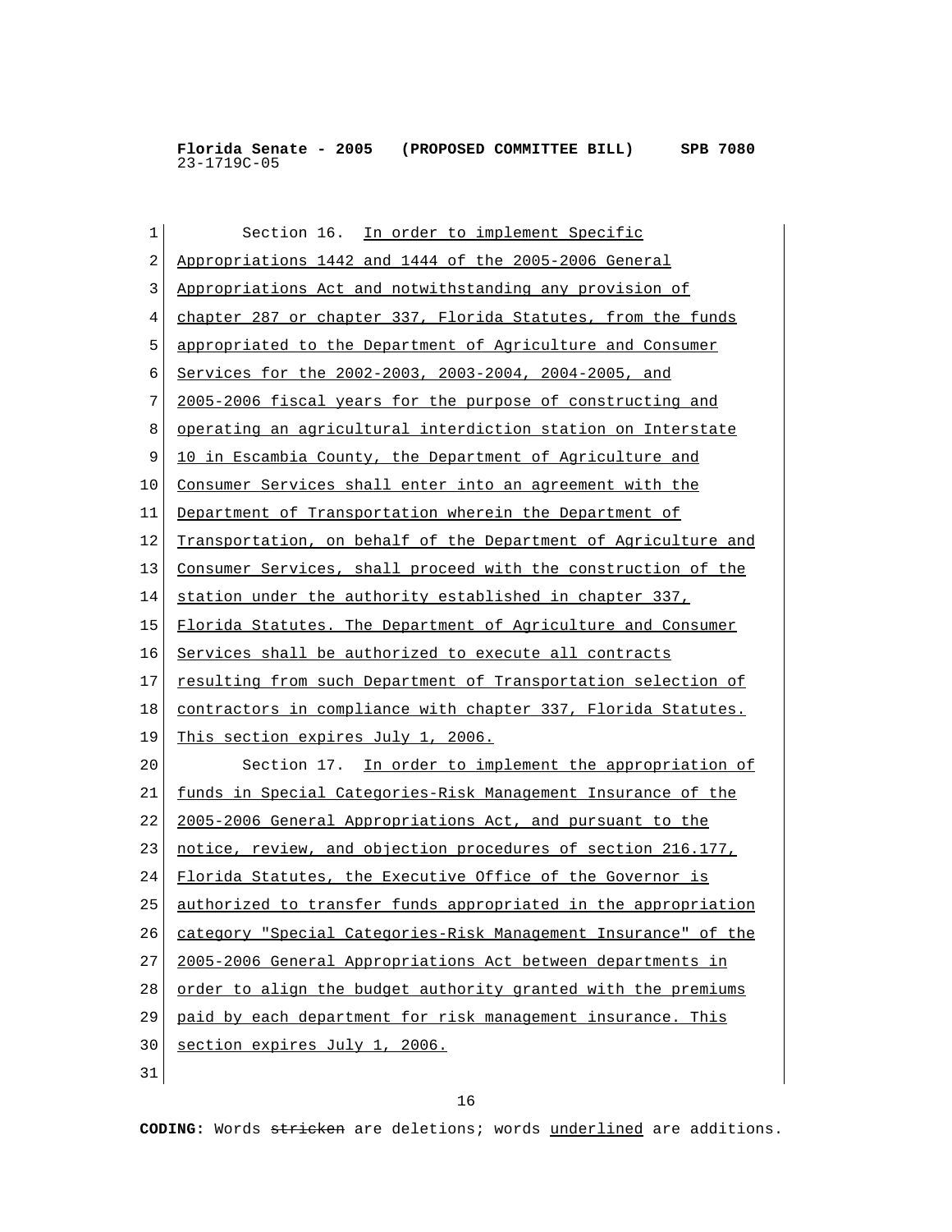Section 16. In order to implement Specific Appropriations 1442 and 1444 of the 2005-2006 General Appropriations Act and notwithstanding any provision of chapter 287 or chapter 337, Florida Statutes, from the funds appropriated to the Department of Agriculture and Consumer Services for the 2002-2003, 2003-2004, 2004-2005, and 2005-2006 fiscal years for the purpose of constructing and operating an agricultural interdiction station on Interstate 10 in Escambia County, the Department of Agriculture and Consumer Services shall enter into an agreement with the Department of Transportation wherein the Department of Transportation, on behalf of the Department of Agriculture and Consumer Services, shall proceed with the construction of the station under the authority established in chapter 337, Florida Statutes. The Department of Agriculture and Consumer Services shall be authorized to execute all contracts resulting from such Department of Transportation selection of contractors in compliance with chapter 337, Florida Statutes. This section expires July 1, 2006.

Section 17. In order to implement the appropriation of funds in Special Categories-Risk Management Insurance of the 2005-2006 General Appropriations Act, and pursuant to the notice, review, and objection procedures of section 216.177, Florida Statutes, the Executive Office of the Governor is authorized to transfer funds appropriated in the appropriation category "Special Categories-Risk Management Insurance" of the 2005-2006 General Appropriations Act between departments in order to align the budget authority granted with the premiums paid by each department for risk management insurance. This section expires July 1, 2006.

**CODING:** Words ~~stricken~~ are deletions; words underlined are additions.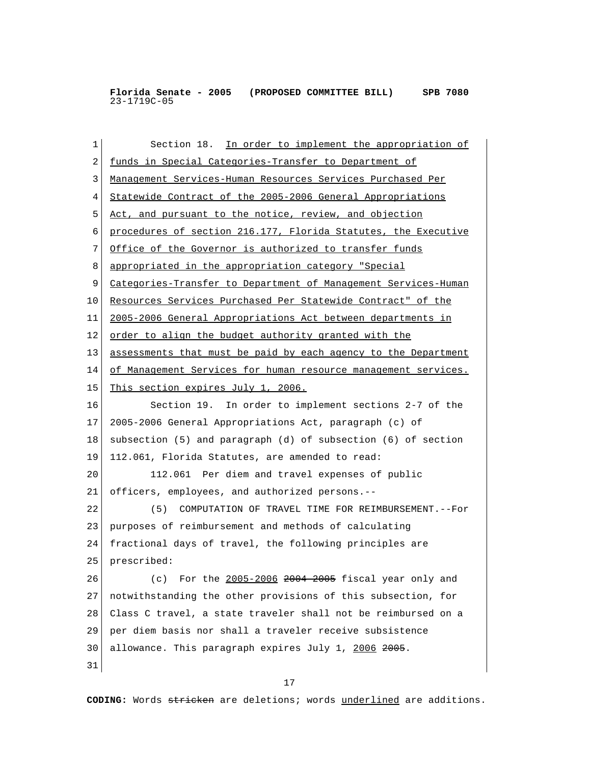Section 18. <u>In order to implement the appropriation of funds in Special Categories-Transfer to Department of Management Services-Human Resources Services Purchased Per Statewide Contract of the 2005-2006 General Appropriations Act, and pursuant to the notice, review, and objection procedures of section 216.177, Florida Statutes, the Executive Office of the Governor is authorized to transfer funds appropriated in the appropriation category "Special Categories-Transfer to Department of Management Services-Human Resources Services Purchased Per Statewide Contract" of the 2005-2006 General Appropriations Act between departments in order to align the budget authority granted with the assessments that must be paid by each agency to the Department of Management Services for human resource management services. This section expires July 1, 2006.</u>

Section 19. In order to implement sections 2-7 of the 2005-2006 General Appropriations Act, paragraph (c) of subsection (5) and paragraph (d) of subsection (6) of section 112.061, Florida Statutes, are amended to read:

112.061 Per diem and travel expenses of public officers, employees, and authorized persons.--

(5) COMPUTATION OF TRAVEL TIME FOR REIMBURSEMENT.--For purposes of reimbursement and methods of calculating fractional days of travel, the following principles are prescribed:

(c) For the <u>2005-2006</u> ~~2004-2005~~ fiscal year only and notwithstanding the other provisions of this subsection, for Class C travel, a state traveler shall not be reimbursed on a per diem basis nor shall a traveler receive subsistence allowance. This paragraph expires July 1, <u>2006</u> ~~2005~~.

**CODING:** Words ~~stricken~~ are deletions; words <u>underlined</u> are additions.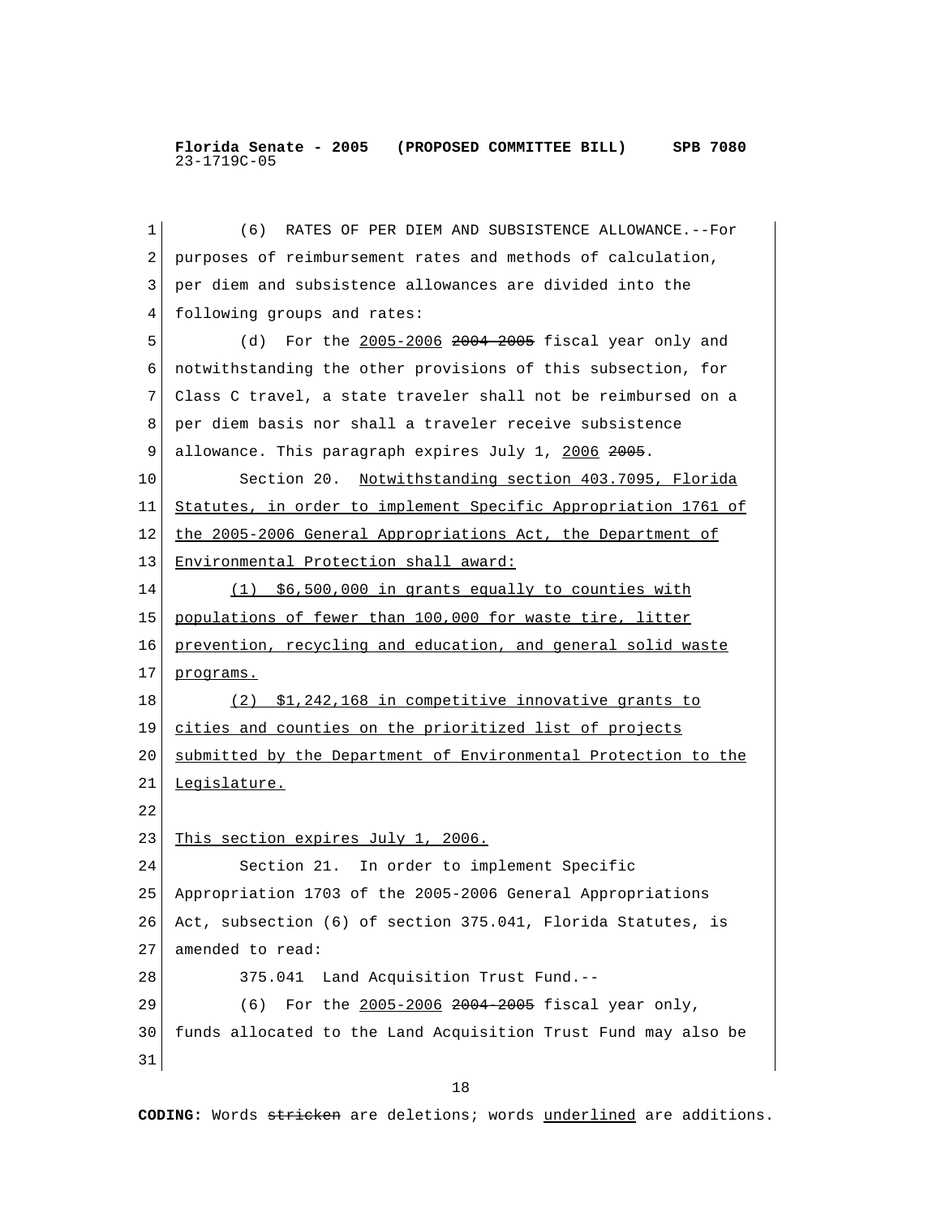(6) RATES OF PER DIEM AND SUBSISTENCE ALLOWANCE.--For purposes of reimbursement rates and methods of calculation, per diem and subsistence allowances are divided into the following groups and rates:

(d) For the <u>2005-2006</u> ~~2004-2005~~ fiscal year only and notwithstanding the other provisions of this subsection, for Class C travel, a state traveler shall not be reimbursed on a per diem basis nor shall a traveler receive subsistence allowance. This paragraph expires July 1, <u>2006</u> ~~2005~~.

Section 20. <u>Notwithstanding section 403.7095, Florida Statutes, in order to implement Specific Appropriation 1761 of the 2005-2006 General Appropriations Act, the Department of Environmental Protection shall award:</u>

<u>(1) $6,500,000 in grants equally to counties with populations of fewer than 100,000 for waste tire, litter prevention, recycling and education, and general solid waste programs.</u>

<u>(2) $1,242,168 in competitive innovative grants to cities and counties on the prioritized list of projects submitted by the Department of Environmental Protection to the Legislature.</u>

<u>This section expires July 1, 2006.</u>

Section 21. In order to implement Specific Appropriation 1703 of the 2005-2006 General Appropriations Act, subsection (6) of section 375.041, Florida Statutes, is amended to read:

375.041 Land Acquisition Trust Fund.--

(6) For the <u>2005-2006</u> ~~2004-2005~~ fiscal year only, funds allocated to the Land Acquisition Trust Fund may also be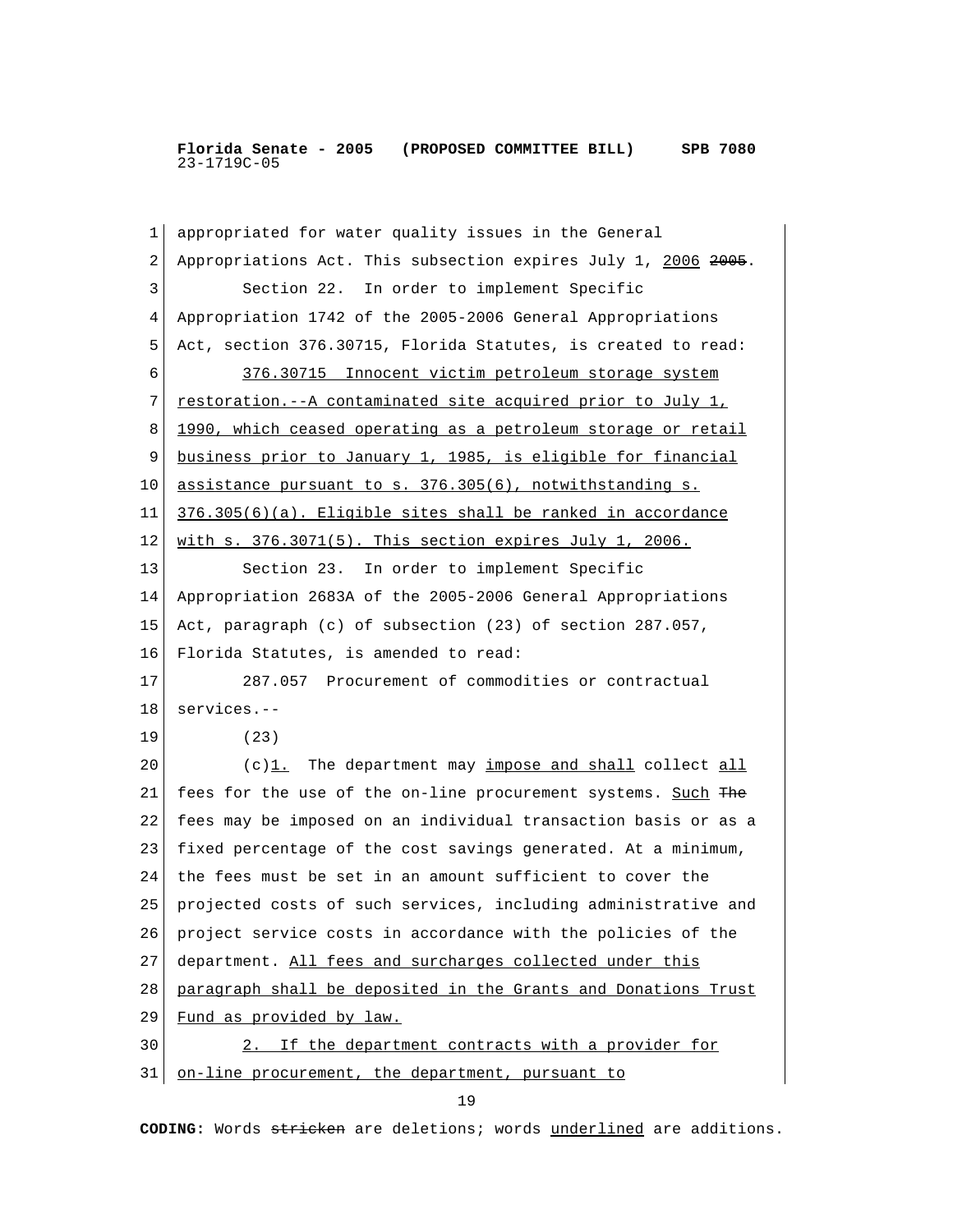appropriated for water quality issues in the General Appropriations Act. This subsection expires July 1, <u>2006</u> ~~2005~~.

Section 22. In order to implement Specific Appropriation 1742 of the 2005-2006 General Appropriations Act, section 376.30715, Florida Statutes, is created to read:

<u>376.30715 Innocent victim petroleum storage system restoration.--A contaminated site acquired prior to July 1, 1990, which ceased operating as a petroleum storage or retail business prior to January 1, 1985, is eligible for financial assistance pursuant to s. 376.305(6), notwithstanding s. 376.305(6)(a). Eligible sites shall be ranked in accordance with s. 376.3071(5). This section expires July 1, 2006.</u>

Section 23. In order to implement Specific Appropriation 2683A of the 2005-2006 General Appropriations Act, paragraph (c) of subsection (23) of section 287.057, Florida Statutes, is amended to read:

287.057 Procurement of commodities or contractual services.--

(23)

(c)<u>1.</u> The department may <u>impose and shall</u> collect <u>all</u> fees for the use of the on-line procurement systems. <u>Such</u> ~~The~~ fees may be imposed on an individual transaction basis or as a fixed percentage of the cost savings generated. At a minimum, the fees must be set in an amount sufficient to cover the projected costs of such services, including administrative and project service costs in accordance with the policies of the department. <u>All fees and surcharges collected under this paragraph shall be deposited in the Grants and Donations Trust Fund as provided by law.</u>

<u>2. If the department contracts with a provider for on-line procurement, the department, pursuant to</u>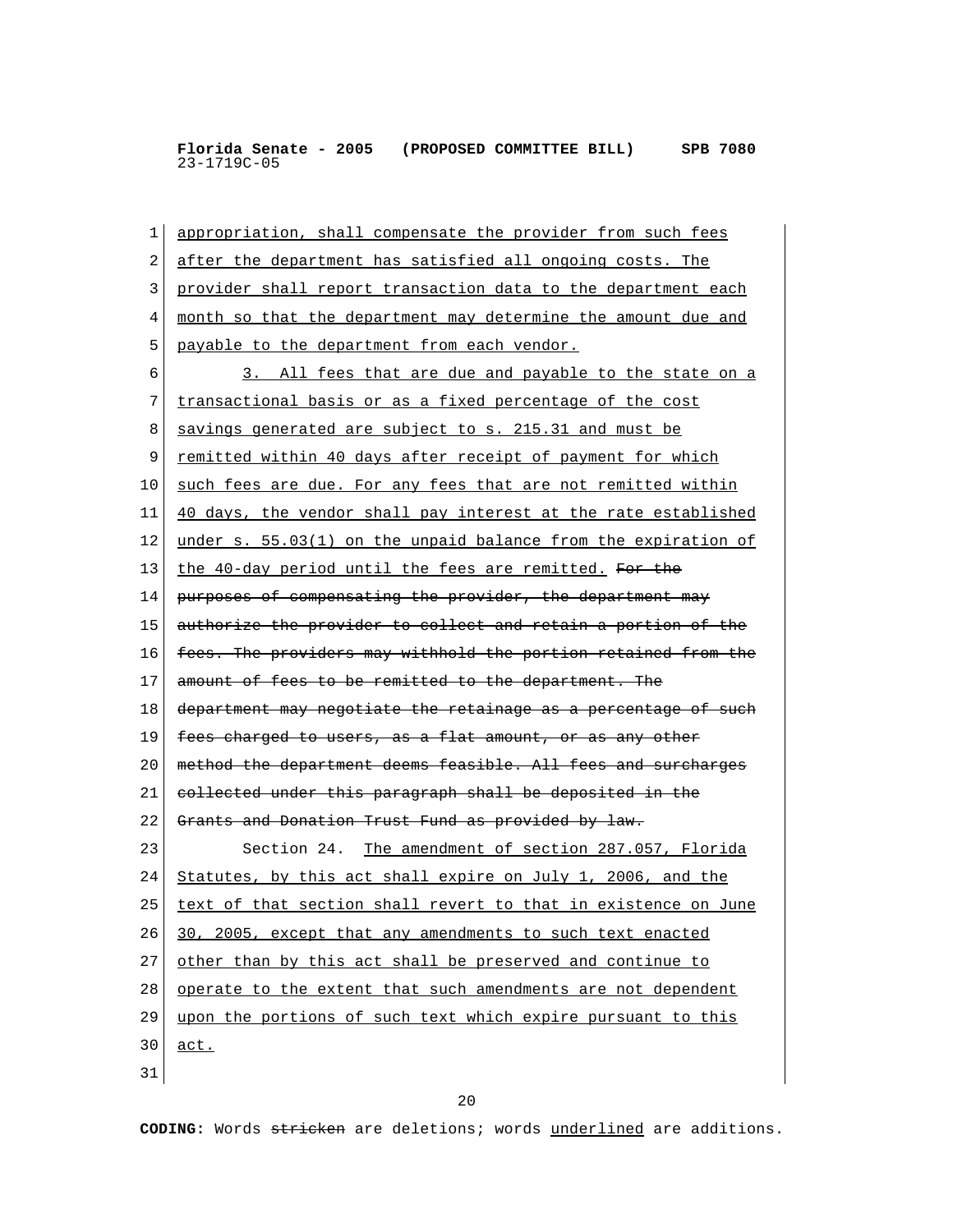appropriation, shall compensate the provider from such fees after the department has satisfied all ongoing costs. The provider shall report transaction data to the department each month so that the department may determine the amount due and payable to the department from each vendor.

3. All fees that are due and payable to the state on a transactional basis or as a fixed percentage of the cost savings generated are subject to s. 215.31 and must be remitted within 40 days after receipt of payment for which such fees are due. For any fees that are not remitted within 40 days, the vendor shall pay interest at the rate established under s. 55.03(1) on the unpaid balance from the expiration of the 40-day period until the fees are remitted. ~~For the purposes of compensating the provider, the department may authorize the provider to collect and retain a portion of the fees. The providers may withhold the portion retained from the amount of fees to be remitted to the department. The department may negotiate the retainage as a percentage of such fees charged to users, as a flat amount, or as any other method the department deems feasible. All fees and surcharges collected under this paragraph shall be deposited in the Grants and Donation Trust Fund as provided by law.~~

Section 24. The amendment of section 287.057, Florida Statutes, by this act shall expire on July 1, 2006, and the text of that section shall revert to that in existence on June 30, 2005, except that any amendments to such text enacted other than by this act shall be preserved and continue to operate to the extent that such amendments are not dependent upon the portions of such text which expire pursuant to this act.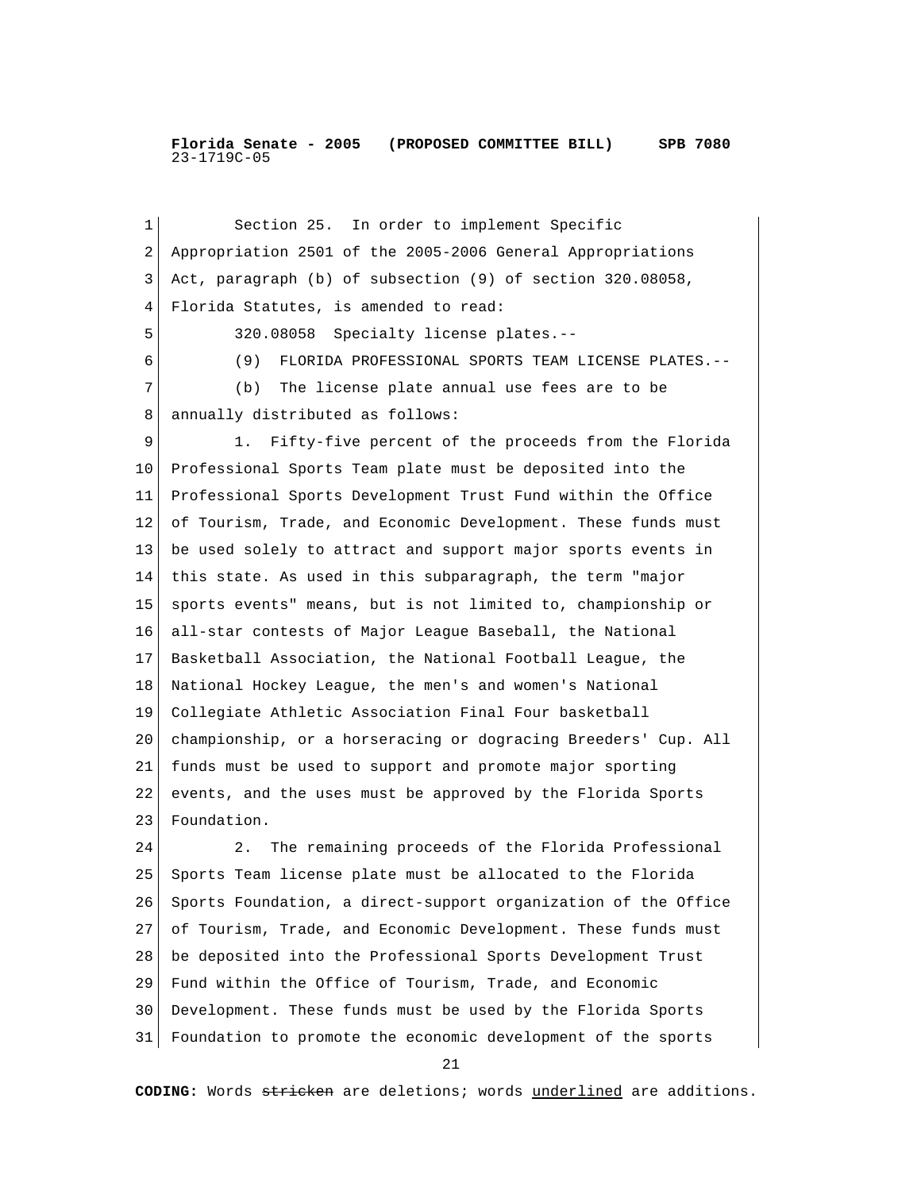Section 25. In order to implement Specific Appropriation 2501 of the 2005-2006 General Appropriations Act, paragraph (b) of subsection (9) of section 320.08058, Florida Statutes, is amended to read:

320.08058 Specialty license plates.--

(9) FLORIDA PROFESSIONAL SPORTS TEAM LICENSE PLATES.--

(b) The license plate annual use fees are to be annually distributed as follows:

1. Fifty-five percent of the proceeds from the Florida Professional Sports Team plate must be deposited into the Professional Sports Development Trust Fund within the Office of Tourism, Trade, and Economic Development. These funds must be used solely to attract and support major sports events in this state. As used in this subparagraph, the term "major sports events" means, but is not limited to, championship or all-star contests of Major League Baseball, the National Basketball Association, the National Football League, the National Hockey League, the men's and women's National Collegiate Athletic Association Final Four basketball championship, or a horseracing or dogracing Breeders' Cup. All funds must be used to support and promote major sporting events, and the uses must be approved by the Florida Sports Foundation.

2. The remaining proceeds of the Florida Professional Sports Team license plate must be allocated to the Florida Sports Foundation, a direct-support organization of the Office of Tourism, Trade, and Economic Development. These funds must be deposited into the Professional Sports Development Trust Fund within the Office of Tourism, Trade, and Economic Development. These funds must be used by the Florida Sports Foundation to promote the economic development of the sports

**CODING:** Words ~~stricken~~ are deletions; words <u>underlined</u> are additions.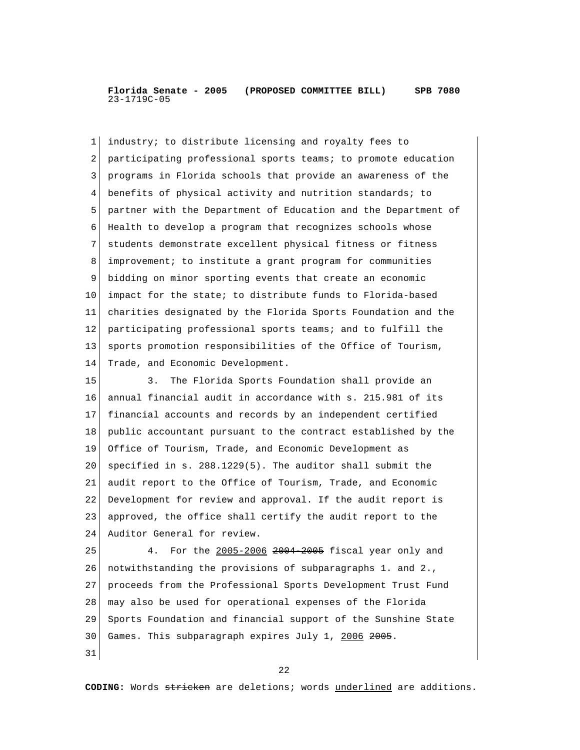industry; to distribute licensing and royalty fees to participating professional sports teams; to promote education programs in Florida schools that provide an awareness of the benefits of physical activity and nutrition standards; to partner with the Department of Education and the Department of Health to develop a program that recognizes schools whose students demonstrate excellent physical fitness or fitness improvement; to institute a grant program for communities bidding on minor sporting events that create an economic impact for the state; to distribute funds to Florida-based charities designated by the Florida Sports Foundation and the participating professional sports teams; and to fulfill the sports promotion responsibilities of the Office of Tourism, Trade, and Economic Development.

3. The Florida Sports Foundation shall provide an annual financial audit in accordance with s. 215.981 of its financial accounts and records by an independent certified public accountant pursuant to the contract established by the Office of Tourism, Trade, and Economic Development as specified in s. 288.1229(5). The auditor shall submit the audit report to the Office of Tourism, Trade, and Economic Development for review and approval. If the audit report is approved, the office shall certify the audit report to the Auditor General for review.

4. For the <u>2005-2006</u> ~~2004-2005~~ fiscal year only and notwithstanding the provisions of subparagraphs 1. and 2., proceeds from the Professional Sports Development Trust Fund may also be used for operational expenses of the Florida Sports Foundation and financial support of the Sunshine State Games. This subparagraph expires July 1, <u>2006</u> ~~2005~~.

**CODING:** Words ~~stricken~~ are deletions; words <u>underlined</u> are additions.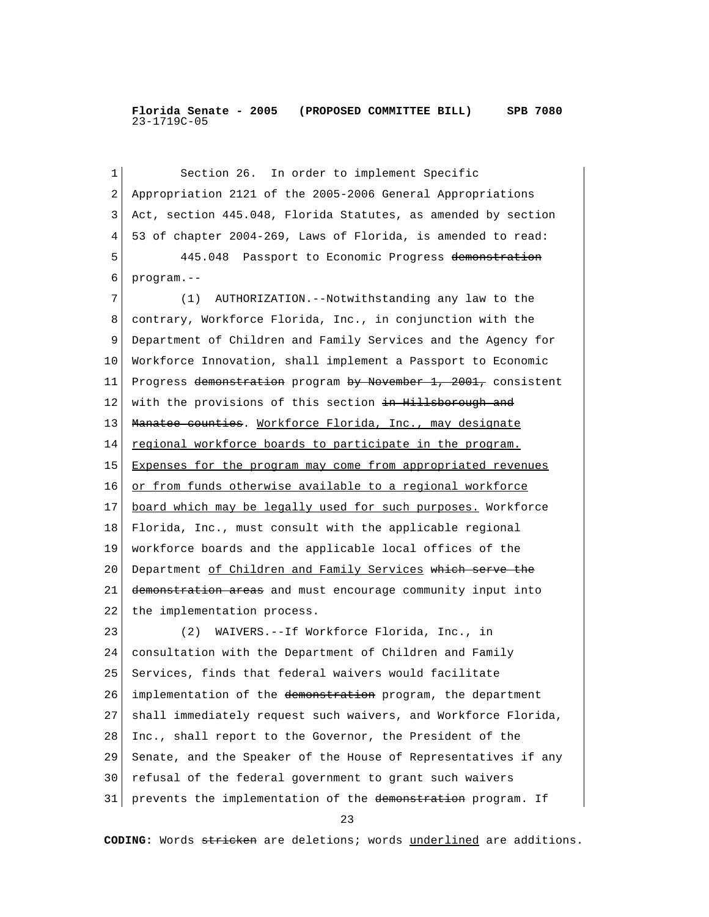Section 26. In order to implement Specific Appropriation 2121 of the 2005-2006 General Appropriations Act, section 445.048, Florida Statutes, as amended by section 53 of chapter 2004-269, Laws of Florida, is amended to read:

445.048 Passport to Economic Progress ~~demonstration~~ program.--

(1) AUTHORIZATION.--Notwithstanding any law to the contrary, Workforce Florida, Inc., in conjunction with the Department of Children and Family Services and the Agency for Workforce Innovation, shall implement a Passport to Economic Progress ~~demonstration~~ program ~~by November 1, 2001,~~ consistent with the provisions of this section ~~in Hillsborough and Manatee counties~~. Workforce Florida, Inc., may designate regional workforce boards to participate in the program. Expenses for the program may come from appropriated revenues or from funds otherwise available to a regional workforce board which may be legally used for such purposes. Workforce Florida, Inc., must consult with the applicable regional workforce boards and the applicable local offices of the Department of Children and Family Services ~~which serve the demonstration areas~~ and must encourage community input into the implementation process.

(2) WAIVERS.--If Workforce Florida, Inc., in consultation with the Department of Children and Family Services, finds that federal waivers would facilitate implementation of the ~~demonstration~~ program, the department shall immediately request such waivers, and Workforce Florida, Inc., shall report to the Governor, the President of the Senate, and the Speaker of the House of Representatives if any refusal of the federal government to grant such waivers prevents the implementation of the ~~demonstration~~ program. If

**CODING:** Words ~~stricken~~ are deletions; words underlined are additions.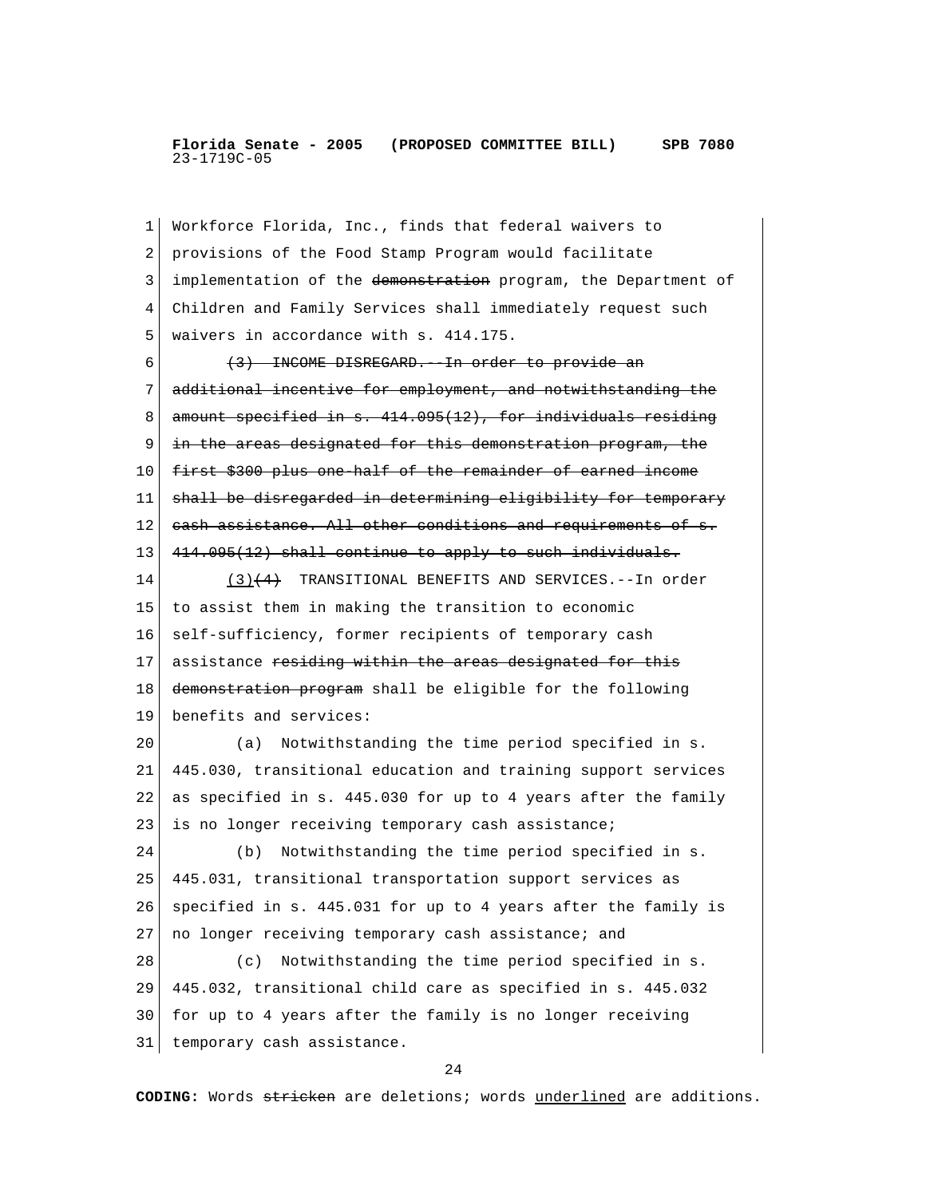Workforce Florida, Inc., finds that federal waivers to provisions of the Food Stamp Program would facilitate implementation of the ~~demonstration~~ program, the Department of Children and Family Services shall immediately request such waivers in accordance with s. 414.175.

~~(3) INCOME DISREGARD.--In order to provide an additional incentive for employment, and notwithstanding the amount specified in s. 414.095(12), for individuals residing in the areas designated for this demonstration program, the first $300 plus one-half of the remainder of earned income shall be disregarded in determining eligibility for temporary cash assistance. All other conditions and requirements of s. 414.095(12) shall continue to apply to such individuals.~~

<u>(3)</u>~~(4)~~ TRANSITIONAL BENEFITS AND SERVICES.--In order to assist them in making the transition to economic self-sufficiency, former recipients of temporary cash assistance ~~residing within the areas designated for this demonstration program~~ shall be eligible for the following benefits and services:

(a) Notwithstanding the time period specified in s. 445.030, transitional education and training support services as specified in s. 445.030 for up to 4 years after the family is no longer receiving temporary cash assistance;

(b) Notwithstanding the time period specified in s. 445.031, transitional transportation support services as specified in s. 445.031 for up to 4 years after the family is no longer receiving temporary cash assistance; and

(c) Notwithstanding the time period specified in s. 445.032, transitional child care as specified in s. 445.032 for up to 4 years after the family is no longer receiving temporary cash assistance.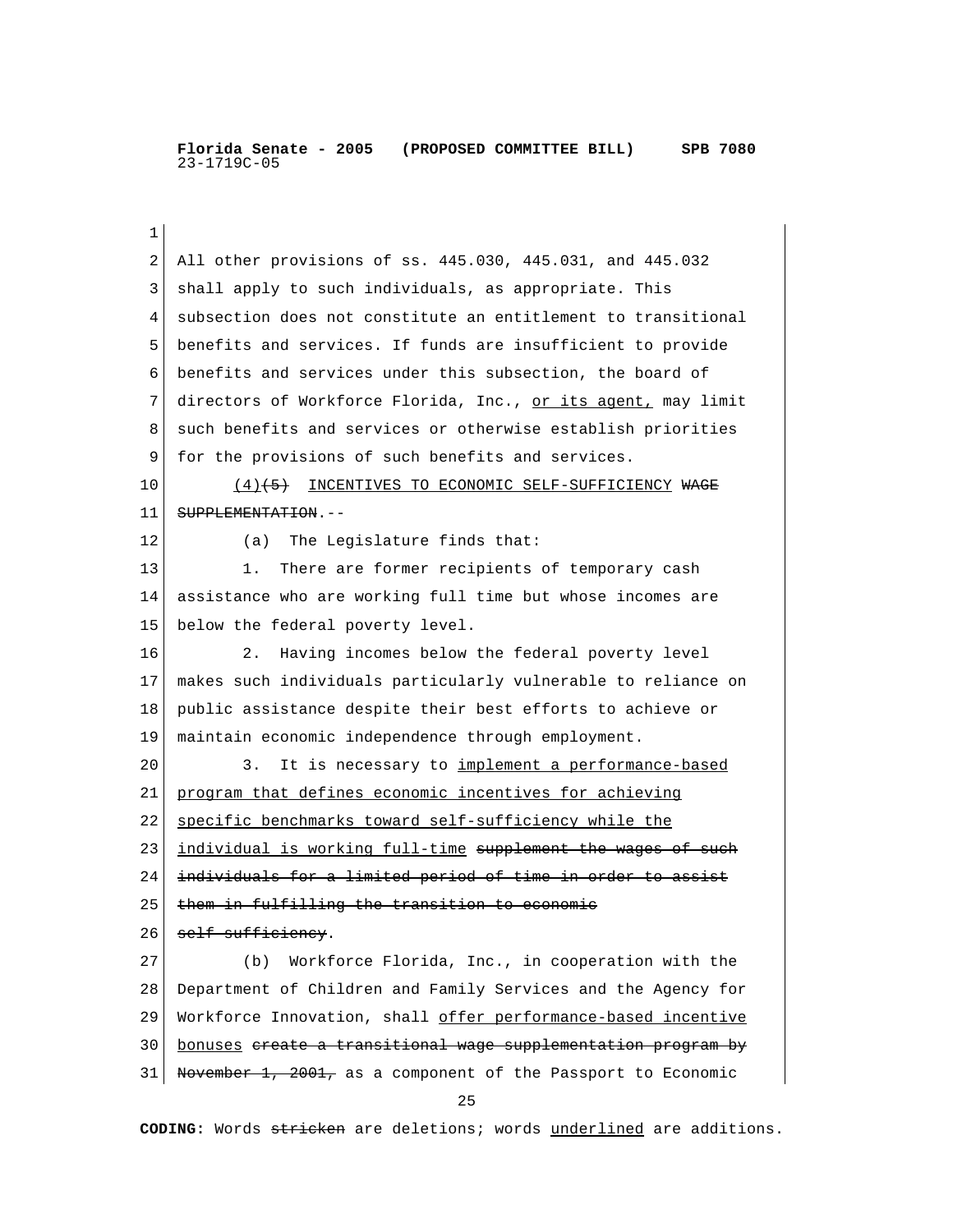All other provisions of ss. 445.030, 445.031, and 445.032 shall apply to such individuals, as appropriate. This subsection does not constitute an entitlement to transitional benefits and services. If funds are insufficient to provide benefits and services under this subsection, the board of directors of Workforce Florida, Inc., <u>or its agent,</u> may limit such benefits and services or otherwise establish priorities for the provisions of such benefits and services.

<u>(4)</u>~~(5)~~ <u>INCENTIVES TO ECONOMIC SELF-SUFFICIENCY</u> ~~WAGE SUPPLEMENTATION~~.--

(a) The Legislature finds that:

1. There are former recipients of temporary cash assistance who are working full time but whose incomes are below the federal poverty level.

2. Having incomes below the federal poverty level makes such individuals particularly vulnerable to reliance on public assistance despite their best efforts to achieve or maintain economic independence through employment.

3. It is necessary to <u>implement a performance-based program that defines economic incentives for achieving specific benchmarks toward self-sufficiency while the individual is working full-time</u> ~~supplement the wages of such individuals for a limited period of time in order to assist them in fulfilling the transition to economic self-sufficiency~~.

(b) Workforce Florida, Inc., in cooperation with the Department of Children and Family Services and the Agency for Workforce Innovation, shall <u>offer performance-based incentive bonuses</u> ~~create a transitional wage supplementation program by November 1, 2001,~~ as a component of the Passport to Economic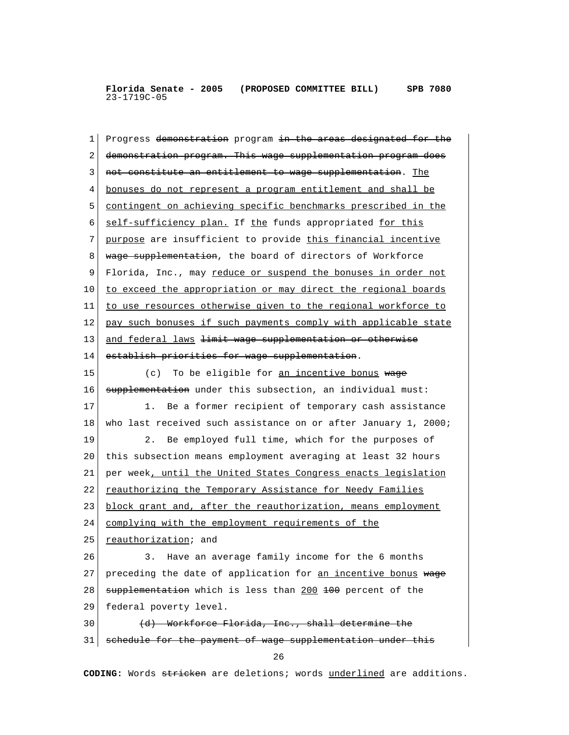Progress ~~demonstration~~ program ~~in the areas designated for the demonstration program. This wage supplementation program does not constitute an entitlement to wage supplementation~~. <u>The bonuses do not represent a program entitlement and shall be contingent on achieving specific benchmarks prescribed in the self-sufficiency plan.</u> If <u>the</u> funds appropriated <u>for this purpose</u> are insufficient to provide <u>this financial incentive</u> ~~wage supplementation~~, the board of directors of Workforce Florida, Inc., may <u>reduce or suspend the bonuses in order not to exceed the appropriation or may direct the regional boards to use resources otherwise given to the regional workforce to pay such bonuses if such payments comply with applicable state and federal laws</u> ~~limit wage supplementation or otherwise establish priorities for wage supplementation~~.

(c) To be eligible for <u>an incentive bonus</u> ~~wage supplementation~~ under this subsection, an individual must:

1. Be a former recipient of temporary cash assistance who last received such assistance on or after January 1, 2000;

2. Be employed full time, which for the purposes of this subsection means employment averaging at least 32 hours per week<u>, until the United States Congress enacts legislation reauthorizing the Temporary Assistance for Needy Families block grant and, after the reauthorization, means employment complying with the employment requirements of the reauthorization</u>; and

3. Have an average family income for the 6 months preceding the date of application for <u>an incentive bonus</u> ~~wage supplementation~~ which is less than <u>200</u> ~~100~~ percent of the federal poverty level.

~~(d) Workforce Florida, Inc., shall determine the schedule for the payment of wage supplementation under this~~

**CODING:** Words ~~stricken~~ are deletions; words <u>underlined</u> are additions.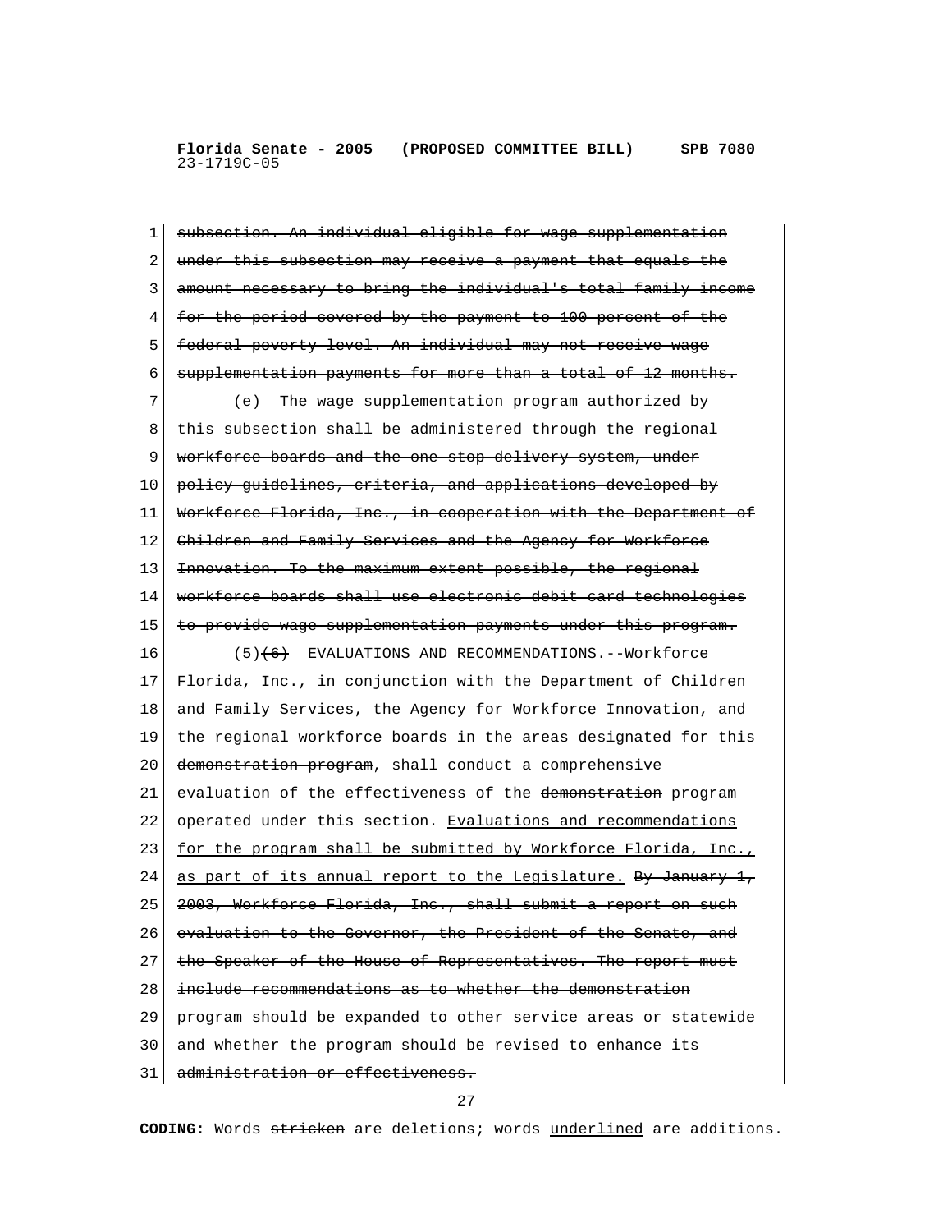subsection. An individual eligible for wage supplementation under this subsection may receive a payment that equals the amount necessary to bring the individual's total family income for the period covered by the payment to 100 percent of the federal poverty level. An individual may not receive wage supplementation payments for more than a total of 12 months.

(e) The wage supplementation program authorized by this subsection shall be administered through the regional workforce boards and the one-stop delivery system, under policy guidelines, criteria, and applications developed by Workforce Florida, Inc., in cooperation with the Department of Children and Family Services and the Agency for Workforce Innovation. To the maximum extent possible, the regional workforce boards shall use electronic debit card technologies to provide wage supplementation payments under this program.

(5)(6) EVALUATIONS AND RECOMMENDATIONS.--Workforce Florida, Inc., in conjunction with the Department of Children and Family Services, the Agency for Workforce Innovation, and the regional workforce boards in the areas designated for this demonstration program, shall conduct a comprehensive evaluation of the effectiveness of the demonstration program operated under this section. Evaluations and recommendations for the program shall be submitted by Workforce Florida, Inc., as part of its annual report to the Legislature. By January 1, 2003, Workforce Florida, Inc., shall submit a report on such evaluation to the Governor, the President of the Senate, and the Speaker of the House of Representatives. The report must include recommendations as to whether the demonstration program should be expanded to other service areas or statewide and whether the program should be revised to enhance its administration or effectiveness.

**CODING:** Words stricken are deletions; words underlined are additions.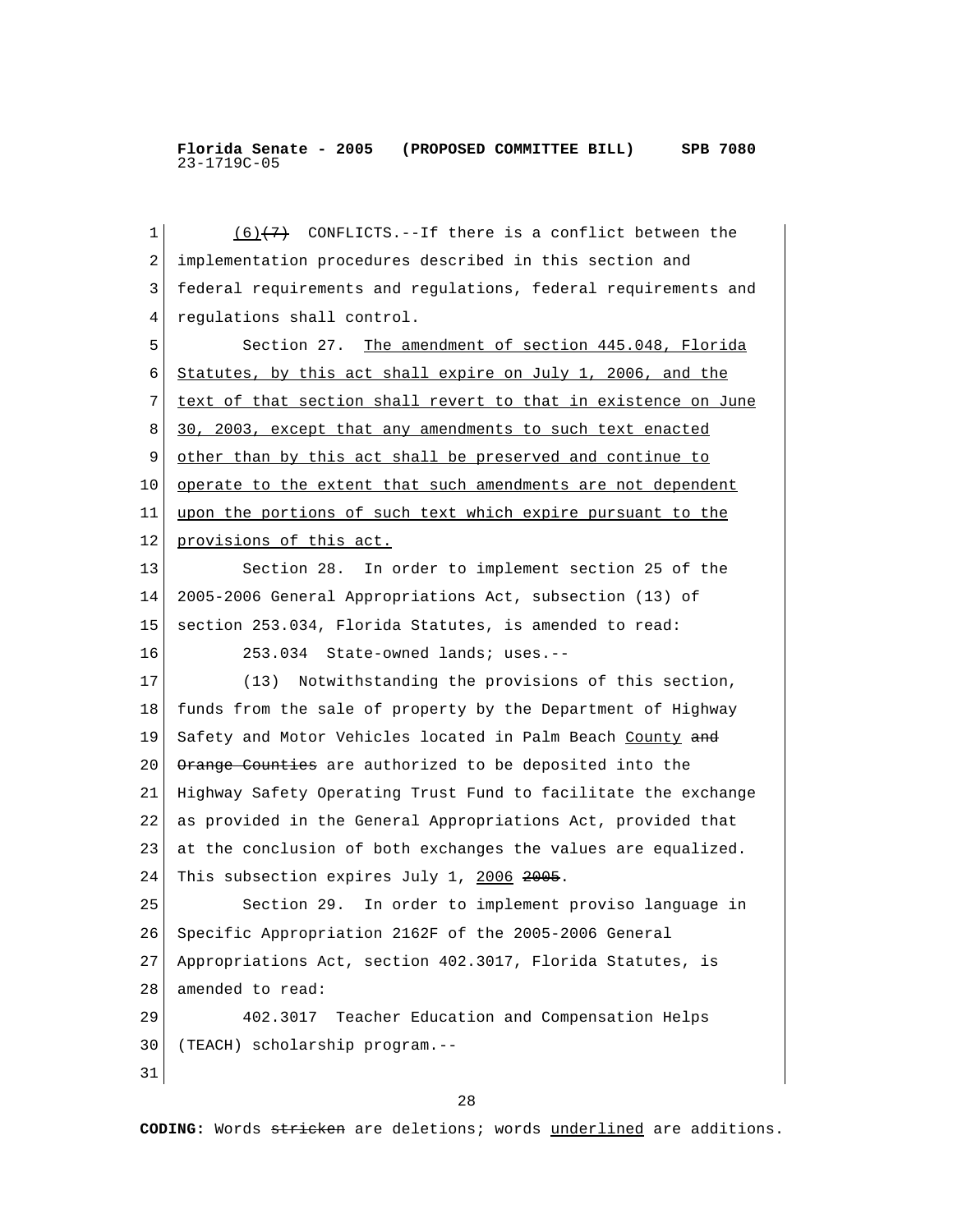(6)~~(7)~~ CONFLICTS.--If there is a conflict between the implementation procedures described in this section and federal requirements and regulations, federal requirements and regulations shall control.

Section 27. The amendment of section 445.048, Florida Statutes, by this act shall expire on July 1, 2006, and the text of that section shall revert to that in existence on June 30, 2003, except that any amendments to such text enacted other than by this act shall be preserved and continue to operate to the extent that such amendments are not dependent upon the portions of such text which expire pursuant to the provisions of this act.

Section 28. In order to implement section 25 of the 2005-2006 General Appropriations Act, subsection (13) of section 253.034, Florida Statutes, is amended to read:

253.034 State-owned lands; uses.--

(13) Notwithstanding the provisions of this section, funds from the sale of property by the Department of Highway Safety and Motor Vehicles located in Palm Beach County ~~and Orange Counties~~ are authorized to be deposited into the Highway Safety Operating Trust Fund to facilitate the exchange as provided in the General Appropriations Act, provided that at the conclusion of both exchanges the values are equalized. This subsection expires July 1, 2006 ~~2005~~.

Section 29. In order to implement proviso language in Specific Appropriation 2162F of the 2005-2006 General Appropriations Act, section 402.3017, Florida Statutes, is amended to read:

402.3017 Teacher Education and Compensation Helps (TEACH) scholarship program.--

**CODING:** Words ~~stricken~~ are deletions; words underlined are additions.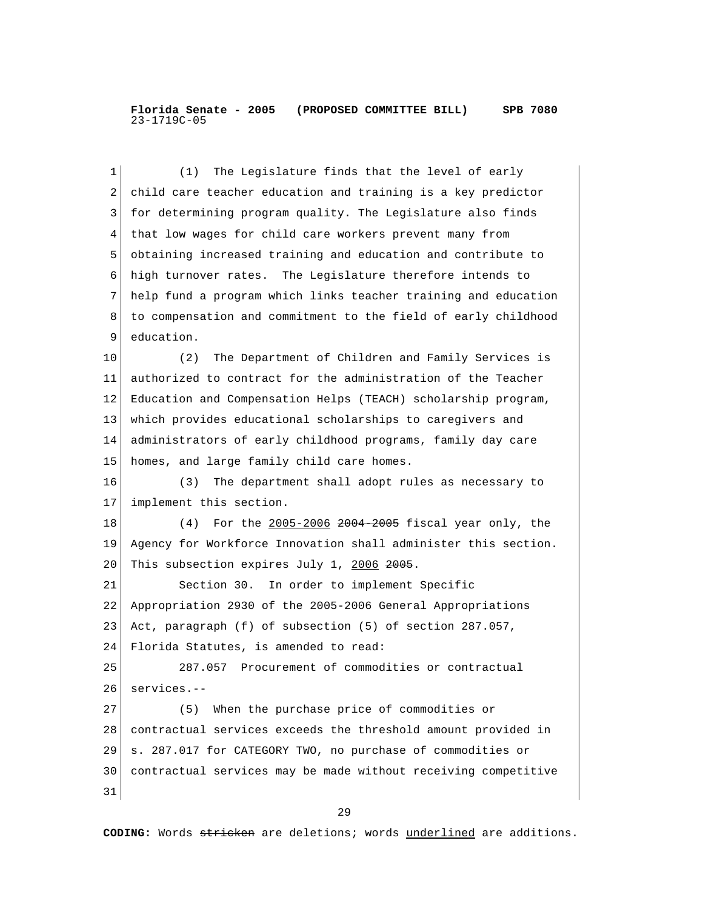(1) The Legislature finds that the level of early child care teacher education and training is a key predictor for determining program quality. The Legislature also finds that low wages for child care workers prevent many from obtaining increased training and education and contribute to high turnover rates. The Legislature therefore intends to help fund a program which links teacher training and education to compensation and commitment to the field of early childhood education.

(2) The Department of Children and Family Services is authorized to contract for the administration of the Teacher Education and Compensation Helps (TEACH) scholarship program, which provides educational scholarships to caregivers and administrators of early childhood programs, family day care homes, and large family child care homes.

(3) The department shall adopt rules as necessary to implement this section.

(4) For the <u>2005-2006</u> ~~2004-2005~~ fiscal year only, the Agency for Workforce Innovation shall administer this section. This subsection expires July 1, <u>2006</u> ~~2005~~.

Section 30. In order to implement Specific Appropriation 2930 of the 2005-2006 General Appropriations Act, paragraph (f) of subsection (5) of section 287.057, Florida Statutes, is amended to read:

287.057 Procurement of commodities or contractual services.--

(5) When the purchase price of commodities or contractual services exceeds the threshold amount provided in s. 287.017 for CATEGORY TWO, no purchase of commodities or contractual services may be made without receiving competitive

**CODING:** Words ~~stricken~~ are deletions; words <u>underlined</u> are additions.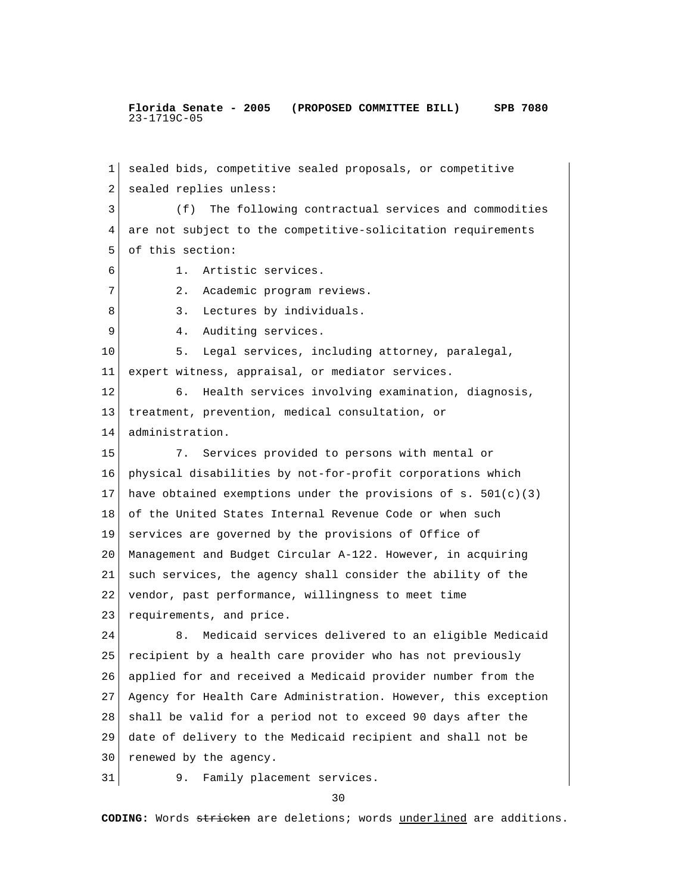sealed bids, competitive sealed proposals, or competitive sealed replies unless:

(f) The following contractual services and commodities are not subject to the competitive-solicitation requirements of this section:

1. Artistic services.

2. Academic program reviews.

3. Lectures by individuals.

4. Auditing services.

5. Legal services, including attorney, paralegal, expert witness, appraisal, or mediator services.

6. Health services involving examination, diagnosis, treatment, prevention, medical consultation, or administration.

7. Services provided to persons with mental or physical disabilities by not-for-profit corporations which have obtained exemptions under the provisions of s. 501(c)(3) of the United States Internal Revenue Code or when such services are governed by the provisions of Office of Management and Budget Circular A-122. However, in acquiring such services, the agency shall consider the ability of the vendor, past performance, willingness to meet time requirements, and price.

8. Medicaid services delivered to an eligible Medicaid recipient by a health care provider who has not previously applied for and received a Medicaid provider number from the Agency for Health Care Administration. However, this exception shall be valid for a period not to exceed 90 days after the date of delivery to the Medicaid recipient and shall not be renewed by the agency.

9. Family placement services.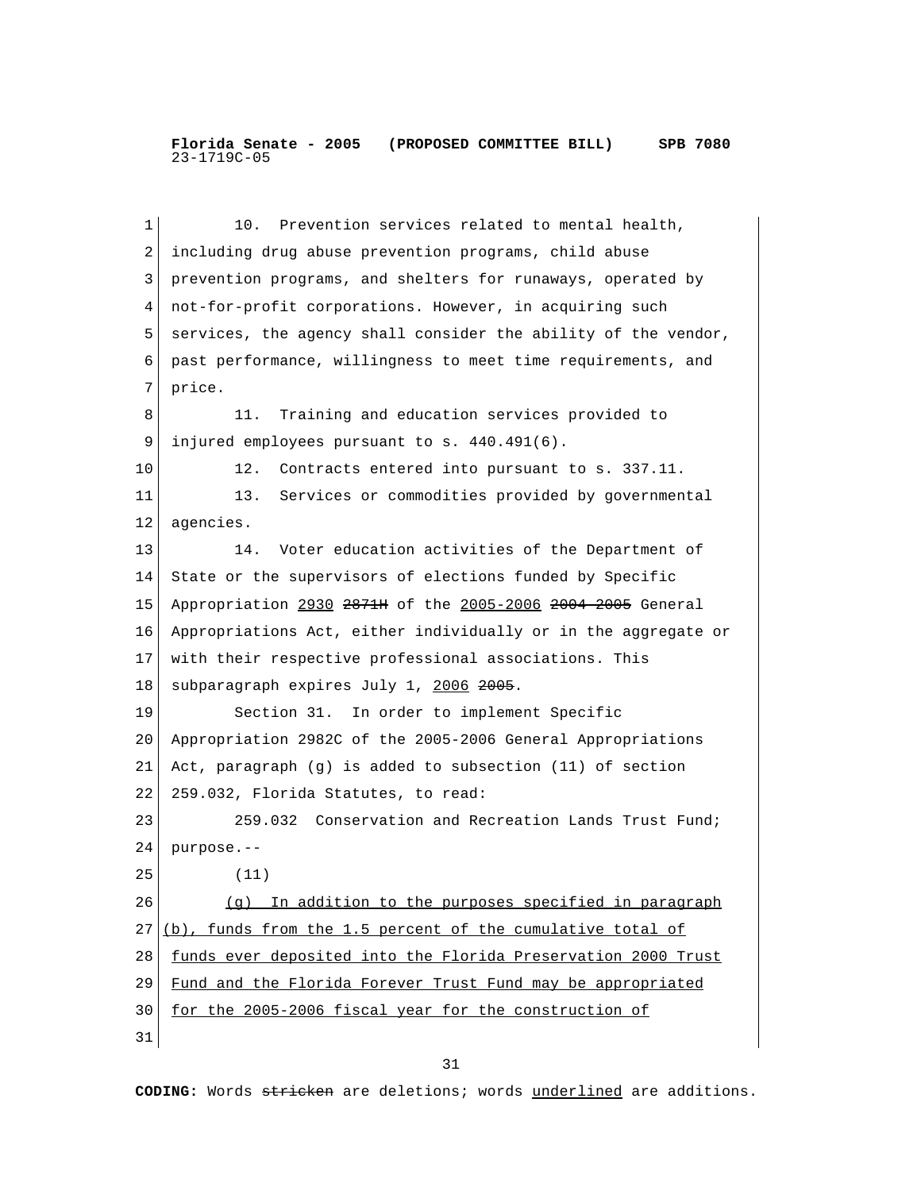10. Prevention services related to mental health, including drug abuse prevention programs, child abuse prevention programs, and shelters for runaways, operated by not-for-profit corporations. However, in acquiring such services, the agency shall consider the ability of the vendor, past performance, willingness to meet time requirements, and price.

11. Training and education services provided to injured employees pursuant to s. 440.491(6).

12. Contracts entered into pursuant to s. 337.11.

13. Services or commodities provided by governmental agencies.

14. Voter education activities of the Department of State or the supervisors of elections funded by Specific Appropriation <u>2930</u> ~~2871H~~ of the <u>2005-2006</u> ~~2004-2005~~ General Appropriations Act, either individually or in the aggregate or with their respective professional associations. This subparagraph expires July 1, <u>2006</u> ~~2005~~.

Section 31. In order to implement Specific Appropriation 2982C of the 2005-2006 General Appropriations Act, paragraph (g) is added to subsection (11) of section 259.032, Florida Statutes, to read:

259.032 Conservation and Recreation Lands Trust Fund; purpose.--

(11)

<u>(g) In addition to the purposes specified in paragraph (b), funds from the 1.5 percent of the cumulative total of funds ever deposited into the Florida Preservation 2000 Trust Fund and the Florida Forever Trust Fund may be appropriated for the 2005-2006 fiscal year for the construction of</u>

**CODING:** Words ~~stricken~~ are deletions; words <u>underlined</u> are additions.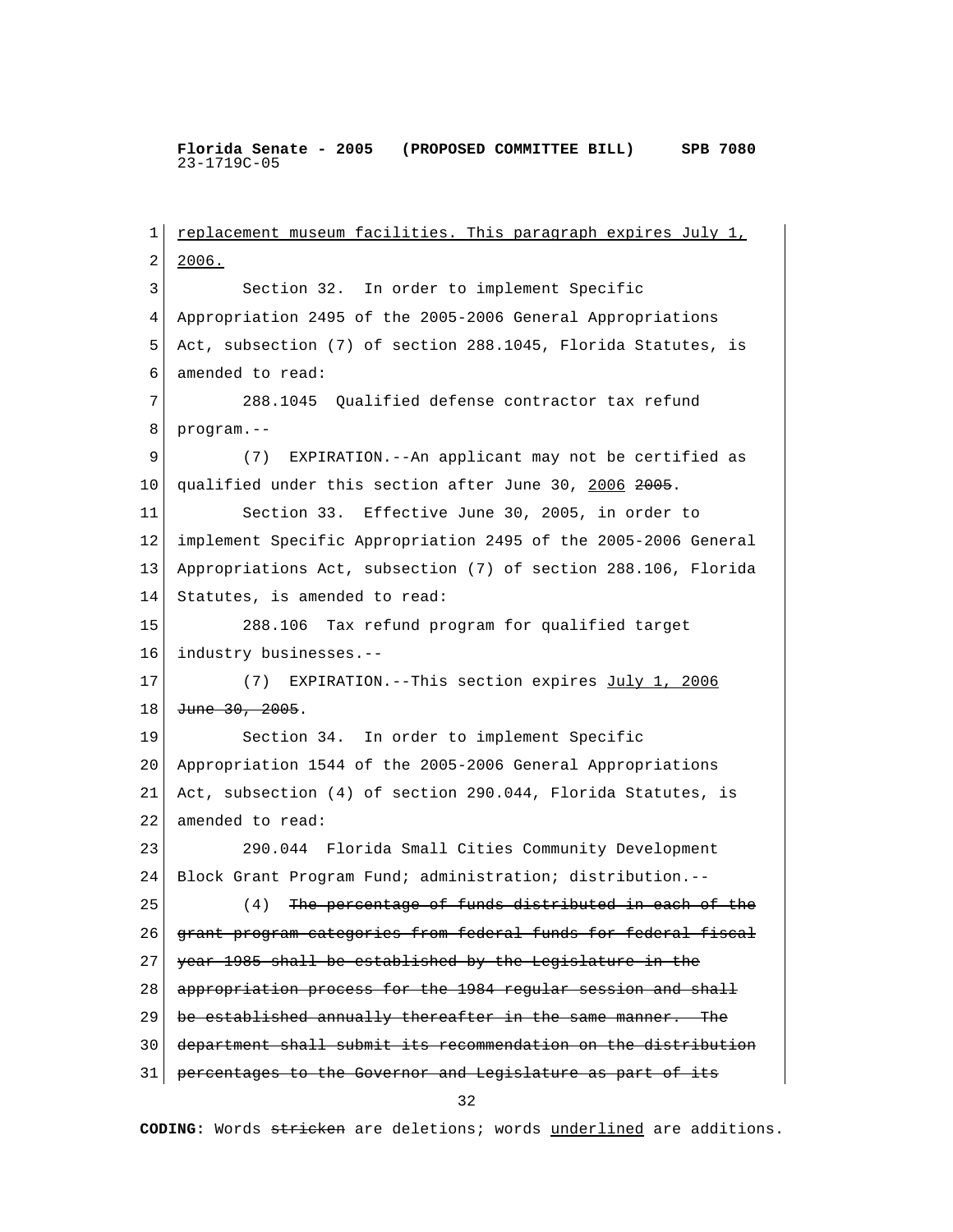replacement museum facilities. This paragraph expires July 1, 2006.

Section 32. In order to implement Specific Appropriation 2495 of the 2005-2006 General Appropriations Act, subsection (7) of section 288.1045, Florida Statutes, is amended to read:

288.1045 Qualified defense contractor tax refund program.--

(7) EXPIRATION.--An applicant may not be certified as qualified under this section after June 30, 2006 ~~2005~~.

Section 33. Effective June 30, 2005, in order to implement Specific Appropriation 2495 of the 2005-2006 General Appropriations Act, subsection (7) of section 288.106, Florida Statutes, is amended to read:

288.106 Tax refund program for qualified target industry businesses.--

(7) EXPIRATION.--This section expires July 1, 2006 ~~June 30, 2005~~.

Section 34. In order to implement Specific Appropriation 1544 of the 2005-2006 General Appropriations Act, subsection (4) of section 290.044, Florida Statutes, is amended to read:

290.044 Florida Small Cities Community Development Block Grant Program Fund; administration; distribution.--

(4) ~~The percentage of funds distributed in each of the grant program categories from federal funds for federal fiscal year 1985 shall be established by the Legislature in the appropriation process for the 1984 regular session and shall be established annually thereafter in the same manner. The department shall submit its recommendation on the distribution percentages to the Governor and Legislature as part of its~~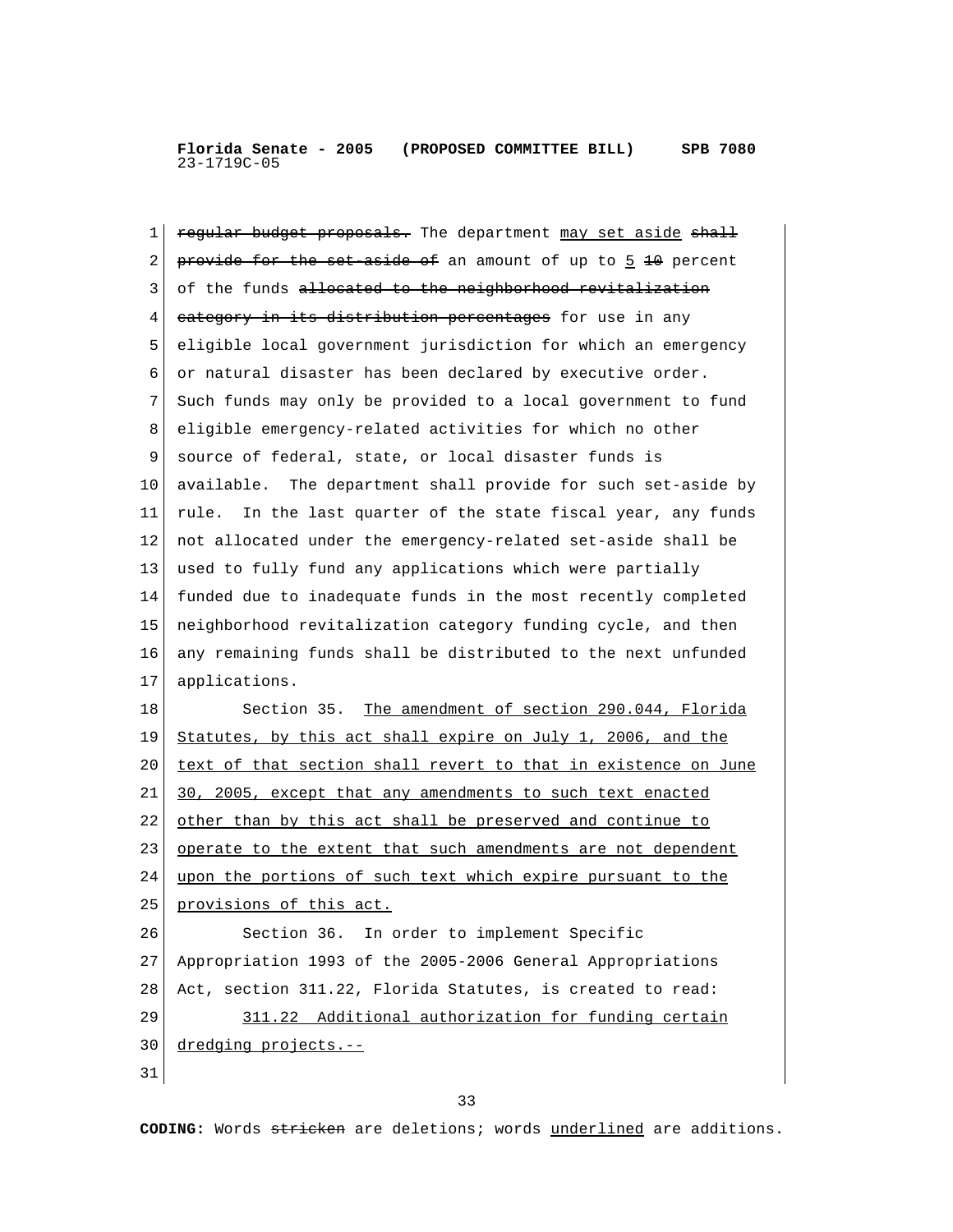~~regular budget proposals.~~ The department <u>may set aside</u> ~~shall provide for the set-aside of~~ an amount of up to <u>5</u> ~~10~~ percent of the funds ~~allocated to the neighborhood revitalization category in its distribution percentages~~ for use in any eligible local government jurisdiction for which an emergency or natural disaster has been declared by executive order. Such funds may only be provided to a local government to fund eligible emergency-related activities for which no other source of federal, state, or local disaster funds is available. The department shall provide for such set-aside by rule. In the last quarter of the state fiscal year, any funds not allocated under the emergency-related set-aside shall be used to fully fund any applications which were partially funded due to inadequate funds in the most recently completed neighborhood revitalization category funding cycle, and then any remaining funds shall be distributed to the next unfunded applications.

Section 35. <u>The amendment of section 290.044, Florida Statutes, by this act shall expire on July 1, 2006, and the text of that section shall revert to that in existence on June 30, 2005, except that any amendments to such text enacted other than by this act shall be preserved and continue to operate to the extent that such amendments are not dependent upon the portions of such text which expire pursuant to the provisions of this act.</u>

Section 36. In order to implement Specific Appropriation 1993 of the 2005-2006 General Appropriations Act, section 311.22, Florida Statutes, is created to read:

<u>311.22 Additional authorization for funding certain dredging projects.--</u>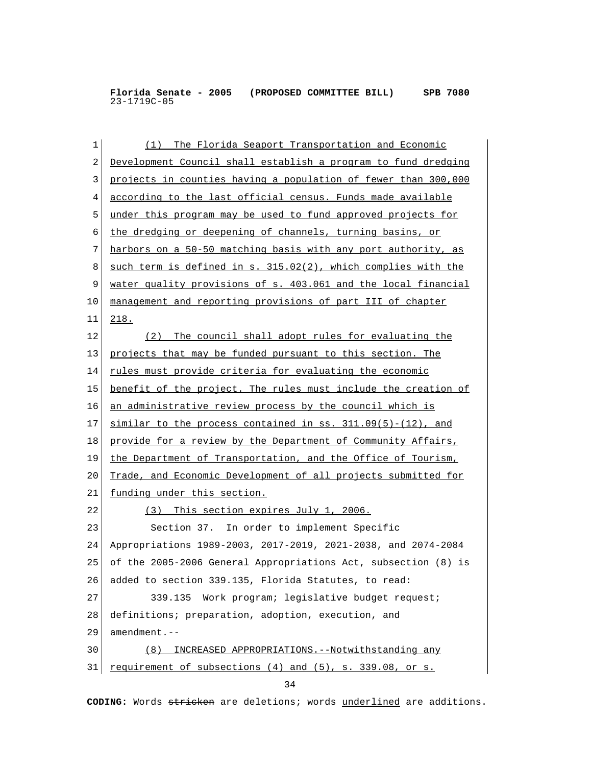(1) The Florida Seaport Transportation and Economic Development Council shall establish a program to fund dredging projects in counties having a population of fewer than 300,000 according to the last official census. Funds made available under this program may be used to fund approved projects for the dredging or deepening of channels, turning basins, or harbors on a 50-50 matching basis with any port authority, as such term is defined in s. 315.02(2), which complies with the water quality provisions of s. 403.061 and the local financial management and reporting provisions of part III of chapter 218.

(2) The council shall adopt rules for evaluating the projects that may be funded pursuant to this section. The rules must provide criteria for evaluating the economic benefit of the project. The rules must include the creation of an administrative review process by the council which is similar to the process contained in ss. 311.09(5)-(12), and provide for a review by the Department of Community Affairs, the Department of Transportation, and the Office of Tourism, Trade, and Economic Development of all projects submitted for funding under this section.

(3) This section expires July 1, 2006.

Section 37. In order to implement Specific Appropriations 1989-2003, 2017-2019, 2021-2038, and 2074-2084 of the 2005-2006 General Appropriations Act, subsection (8) is added to section 339.135, Florida Statutes, to read:

339.135 Work program; legislative budget request; definitions; preparation, adoption, execution, and amendment.--

(8) INCREASED APPROPRIATIONS.--Notwithstanding any requirement of subsections (4) and (5), s. 339.08, or s.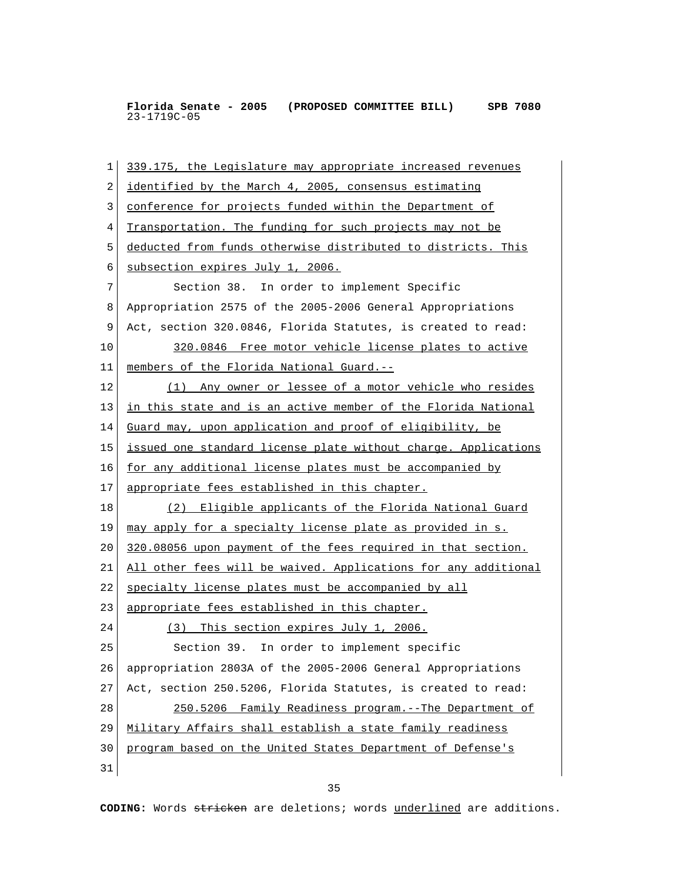339.175, the Legislature may appropriate increased revenues identified by the March 4, 2005, consensus estimating conference for projects funded within the Department of Transportation. The funding for such projects may not be deducted from funds otherwise distributed to districts. This subsection expires July 1, 2006.

Section 38. In order to implement Specific Appropriation 2575 of the 2005-2006 General Appropriations Act, section 320.0846, Florida Statutes, is created to read:

320.0846 Free motor vehicle license plates to active members of the Florida National Guard.--

(1) Any owner or lessee of a motor vehicle who resides in this state and is an active member of the Florida National Guard may, upon application and proof of eligibility, be issued one standard license plate without charge. Applications for any additional license plates must be accompanied by appropriate fees established in this chapter.

(2) Eligible applicants of the Florida National Guard may apply for a specialty license plate as provided in s. 320.08056 upon payment of the fees required in that section. All other fees will be waived. Applications for any additional specialty license plates must be accompanied by all appropriate fees established in this chapter.

(3) This section expires July 1, 2006.

Section 39. In order to implement specific appropriation 2803A of the 2005-2006 General Appropriations Act, section 250.5206, Florida Statutes, is created to read:

250.5206 Family Readiness program.--The Department of Military Affairs shall establish a state family readiness program based on the United States Department of Defense's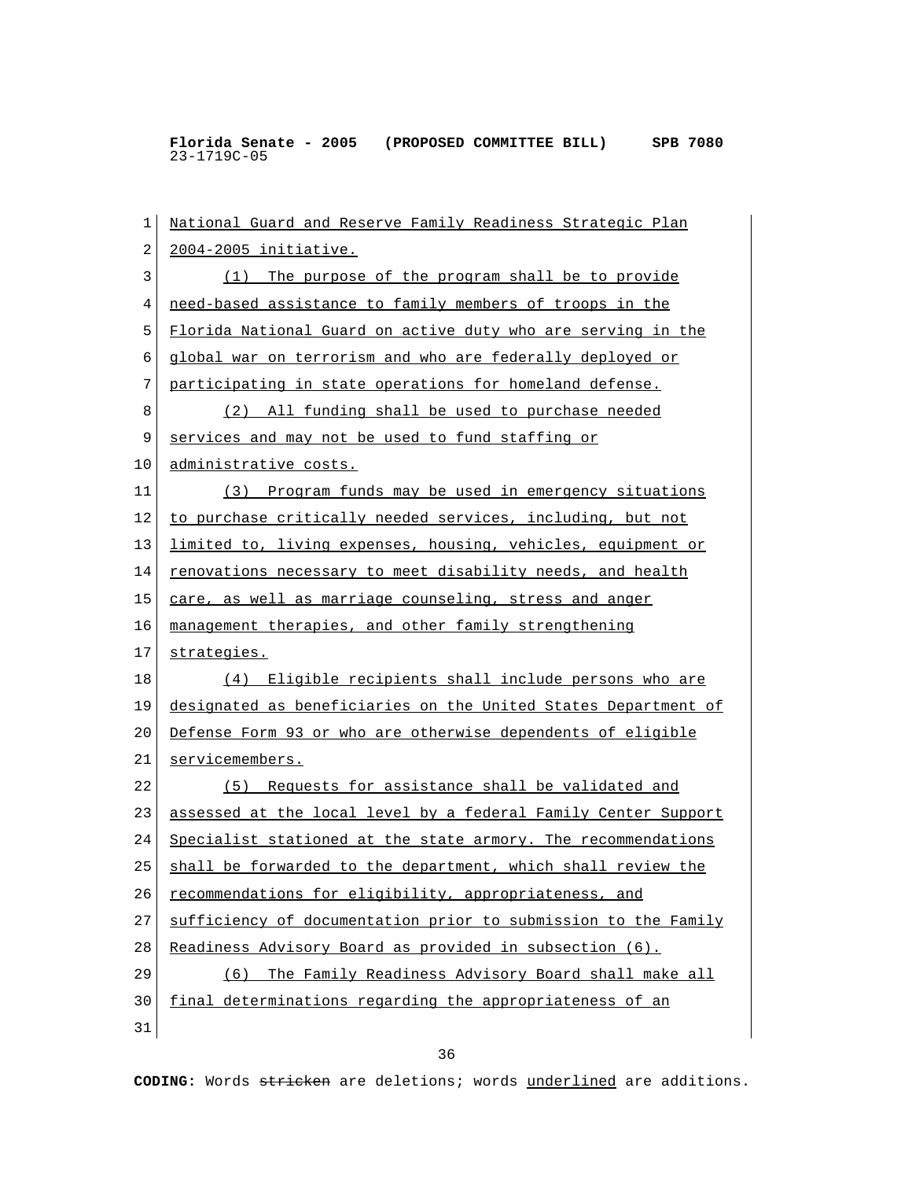National Guard and Reserve Family Readiness Strategic Plan 2004-2005 initiative.

(1) The purpose of the program shall be to provide need-based assistance to family members of troops in the Florida National Guard on active duty who are serving in the global war on terrorism and who are federally deployed or participating in state operations for homeland defense.

(2) All funding shall be used to purchase needed services and may not be used to fund staffing or administrative costs.

(3) Program funds may be used in emergency situations to purchase critically needed services, including, but not limited to, living expenses, housing, vehicles, equipment or renovations necessary to meet disability needs, and health care, as well as marriage counseling, stress and anger management therapies, and other family strengthening strategies.

(4) Eligible recipients shall include persons who are designated as beneficiaries on the United States Department of Defense Form 93 or who are otherwise dependents of eligible servicemembers.

(5) Requests for assistance shall be validated and assessed at the local level by a federal Family Center Support Specialist stationed at the state armory. The recommendations shall be forwarded to the department, which shall review the recommendations for eligibility, appropriateness, and sufficiency of documentation prior to submission to the Family Readiness Advisory Board as provided in subsection (6).

(6) The Family Readiness Advisory Board shall make all final determinations regarding the appropriateness of an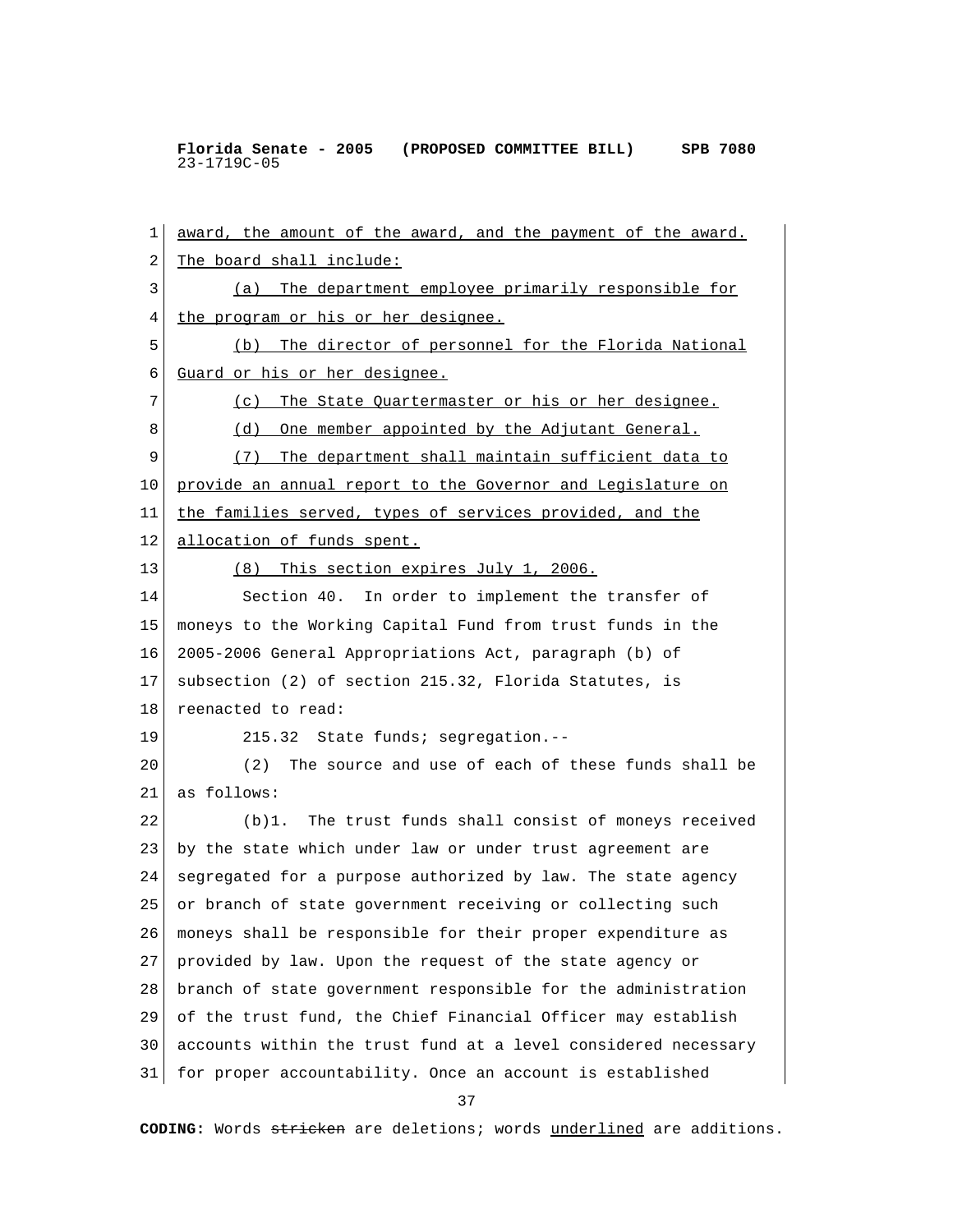award, the amount of the award, and the payment of the award. The board shall include:

(a) The department employee primarily responsible for the program or his or her designee.

(b) The director of personnel for the Florida National Guard or his or her designee.

(c) The State Quartermaster or his or her designee.

(d) One member appointed by the Adjutant General.

(7) The department shall maintain sufficient data to provide an annual report to the Governor and Legislature on the families served, types of services provided, and the allocation of funds spent.

(8) This section expires July 1, 2006.

Section 40. In order to implement the transfer of moneys to the Working Capital Fund from trust funds in the 2005-2006 General Appropriations Act, paragraph (b) of subsection (2) of section 215.32, Florida Statutes, is reenacted to read:

215.32 State funds; segregation.--

(2) The source and use of each of these funds shall be as follows:

(b)1. The trust funds shall consist of moneys received by the state which under law or under trust agreement are segregated for a purpose authorized by law. The state agency or branch of state government receiving or collecting such moneys shall be responsible for their proper expenditure as provided by law. Upon the request of the state agency or branch of state government responsible for the administration of the trust fund, the Chief Financial Officer may establish accounts within the trust fund at a level considered necessary for proper accountability. Once an account is established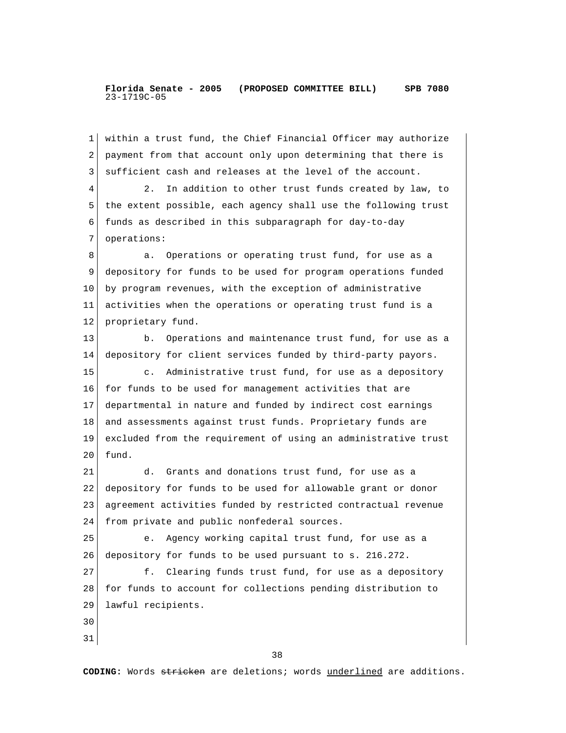within a trust fund, the Chief Financial Officer may authorize payment from that account only upon determining that there is sufficient cash and releases at the level of the account.

2. In addition to other trust funds created by law, to the extent possible, each agency shall use the following trust funds as described in this subparagraph for day-to-day operations:

a. Operations or operating trust fund, for use as a depository for funds to be used for program operations funded by program revenues, with the exception of administrative activities when the operations or operating trust fund is a proprietary fund.

b. Operations and maintenance trust fund, for use as a depository for client services funded by third-party payors.

c. Administrative trust fund, for use as a depository for funds to be used for management activities that are departmental in nature and funded by indirect cost earnings and assessments against trust funds. Proprietary funds are excluded from the requirement of using an administrative trust fund.

d. Grants and donations trust fund, for use as a depository for funds to be used for allowable grant or donor agreement activities funded by restricted contractual revenue from private and public nonfederal sources.

e. Agency working capital trust fund, for use as a depository for funds to be used pursuant to s. 216.272.

f. Clearing funds trust fund, for use as a depository for funds to account for collections pending distribution to lawful recipients.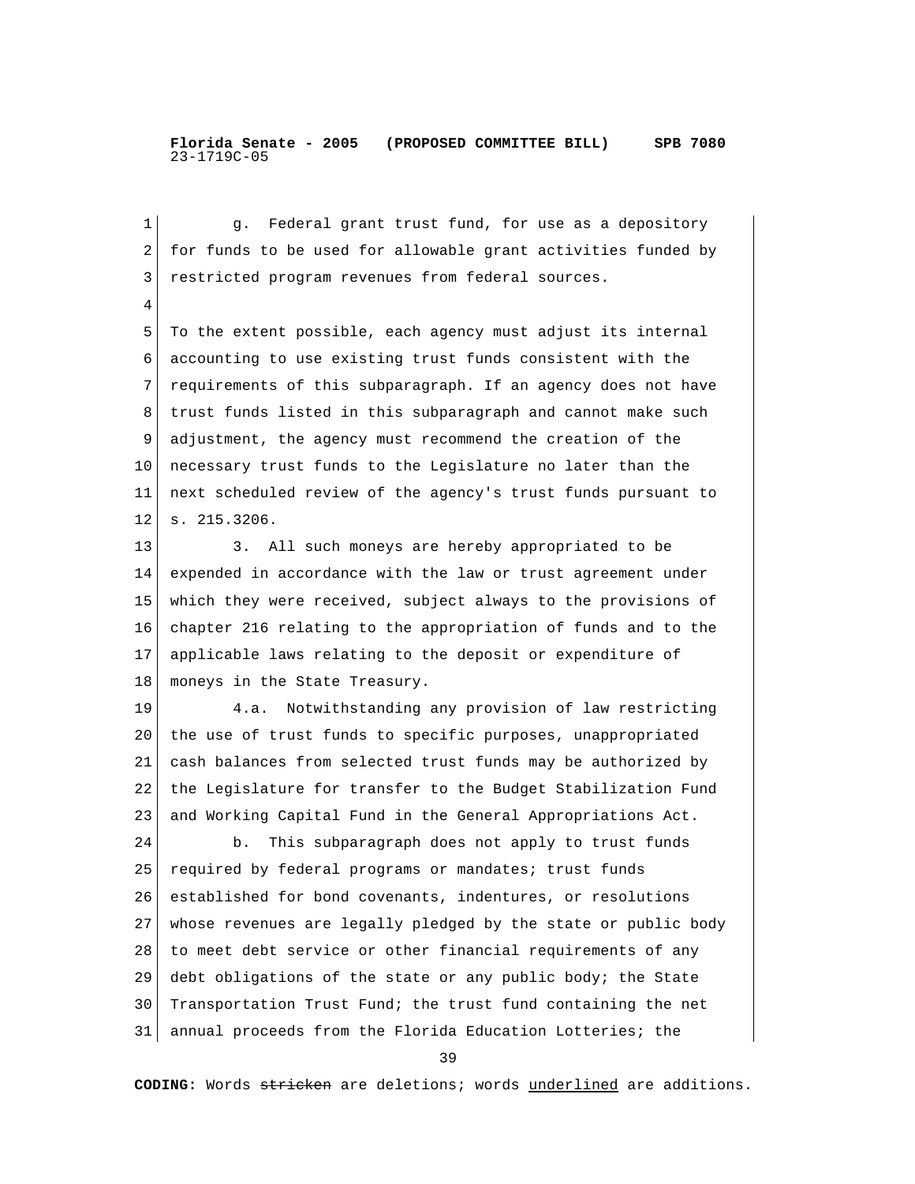g. Federal grant trust fund, for use as a depository for funds to be used for allowable grant activities funded by restricted program revenues from federal sources.

To the extent possible, each agency must adjust its internal accounting to use existing trust funds consistent with the requirements of this subparagraph. If an agency does not have trust funds listed in this subparagraph and cannot make such adjustment, the agency must recommend the creation of the necessary trust funds to the Legislature no later than the next scheduled review of the agency's trust funds pursuant to s. 215.3206.

3. All such moneys are hereby appropriated to be expended in accordance with the law or trust agreement under which they were received, subject always to the provisions of chapter 216 relating to the appropriation of funds and to the applicable laws relating to the deposit or expenditure of moneys in the State Treasury.

4.a. Notwithstanding any provision of law restricting the use of trust funds to specific purposes, unappropriated cash balances from selected trust funds may be authorized by the Legislature for transfer to the Budget Stabilization Fund and Working Capital Fund in the General Appropriations Act.

b. This subparagraph does not apply to trust funds required by federal programs or mandates; trust funds established for bond covenants, indentures, or resolutions whose revenues are legally pledged by the state or public body to meet debt service or other financial requirements of any debt obligations of the state or any public body; the State Transportation Trust Fund; the trust fund containing the net annual proceeds from the Florida Education Lotteries; the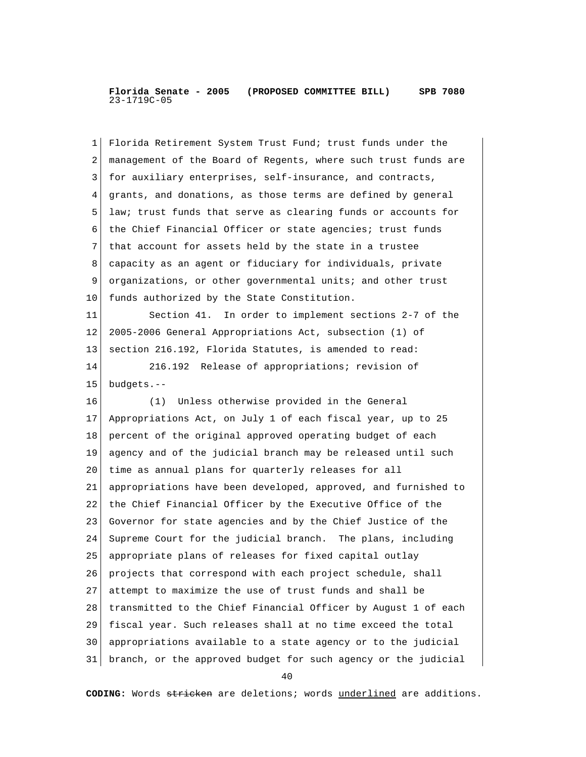Florida Retirement System Trust Fund; trust funds under the management of the Board of Regents, where such trust funds are for auxiliary enterprises, self-insurance, and contracts, grants, and donations, as those terms are defined by general law; trust funds that serve as clearing funds or accounts for the Chief Financial Officer or state agencies; trust funds that account for assets held by the state in a trustee capacity as an agent or fiduciary for individuals, private organizations, or other governmental units; and other trust funds authorized by the State Constitution.

Section 41. In order to implement sections 2-7 of the 2005-2006 General Appropriations Act, subsection (1) of section 216.192, Florida Statutes, is amended to read:

216.192 Release of appropriations; revision of budgets.--

(1) Unless otherwise provided in the General Appropriations Act, on July 1 of each fiscal year, up to 25 percent of the original approved operating budget of each agency and of the judicial branch may be released until such time as annual plans for quarterly releases for all appropriations have been developed, approved, and furnished to the Chief Financial Officer by the Executive Office of the Governor for state agencies and by the Chief Justice of the Supreme Court for the judicial branch. The plans, including appropriate plans of releases for fixed capital outlay projects that correspond with each project schedule, shall attempt to maximize the use of trust funds and shall be transmitted to the Chief Financial Officer by August 1 of each fiscal year. Such releases shall at no time exceed the total appropriations available to a state agency or to the judicial branch, or the approved budget for such agency or the judicial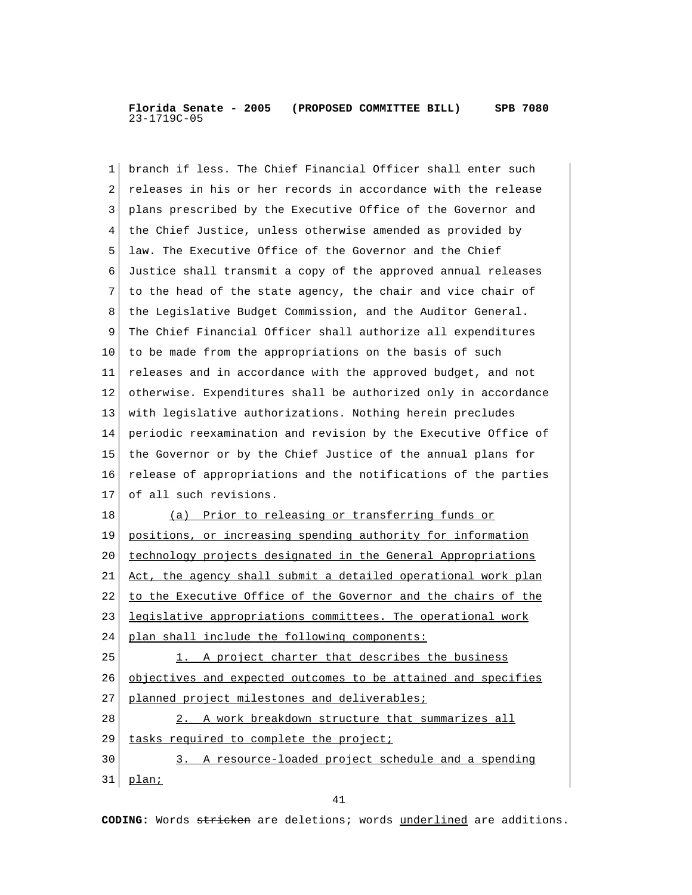branch if less. The Chief Financial Officer shall enter such releases in his or her records in accordance with the release plans prescribed by the Executive Office of the Governor and the Chief Justice, unless otherwise amended as provided by law. The Executive Office of the Governor and the Chief Justice shall transmit a copy of the approved annual releases to the head of the state agency, the chair and vice chair of the Legislative Budget Commission, and the Auditor General. The Chief Financial Officer shall authorize all expenditures to be made from the appropriations on the basis of such releases and in accordance with the approved budget, and not otherwise. Expenditures shall be authorized only in accordance with legislative authorizations. Nothing herein precludes periodic reexamination and revision by the Executive Office of the Governor or by the Chief Justice of the annual plans for release of appropriations and the notifications of the parties of all such revisions.

<u>(a) Prior to releasing or transferring funds or positions, or increasing spending authority for information technology projects designated in the General Appropriations Act, the agency shall submit a detailed operational work plan to the Executive Office of the Governor and the chairs of the legislative appropriations committees. The operational work plan shall include the following components:</u>

<u>1. A project charter that describes the business objectives and expected outcomes to be attained and specifies planned project milestones and deliverables;</u>

<u>2. A work breakdown structure that summarizes all tasks required to complete the project;</u>

<u>3. A resource-loaded project schedule and a spending plan;</u>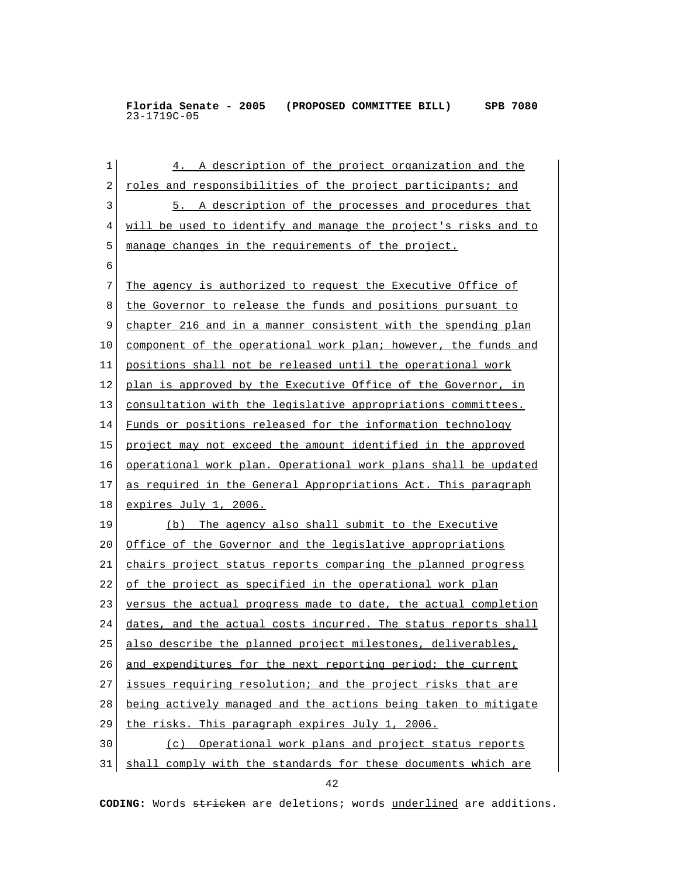4. A description of the project organization and the roles and responsibilities of the project participants; and

5. A description of the processes and procedures that will be used to identify and manage the project's risks and to manage changes in the requirements of the project.

The agency is authorized to request the Executive Office of the Governor to release the funds and positions pursuant to chapter 216 and in a manner consistent with the spending plan component of the operational work plan; however, the funds and positions shall not be released until the operational work plan is approved by the Executive Office of the Governor, in consultation with the legislative appropriations committees. Funds or positions released for the information technology project may not exceed the amount identified in the approved operational work plan. Operational work plans shall be updated as required in the General Appropriations Act. This paragraph expires July 1, 2006.

(b) The agency also shall submit to the Executive Office of the Governor and the legislative appropriations chairs project status reports comparing the planned progress of the project as specified in the operational work plan versus the actual progress made to date, the actual completion dates, and the actual costs incurred. The status reports shall also describe the planned project milestones, deliverables, and expenditures for the next reporting period; the current issues requiring resolution; and the project risks that are being actively managed and the actions being taken to mitigate the risks. This paragraph expires July 1, 2006.

(c) Operational work plans and project status reports shall comply with the standards for these documents which are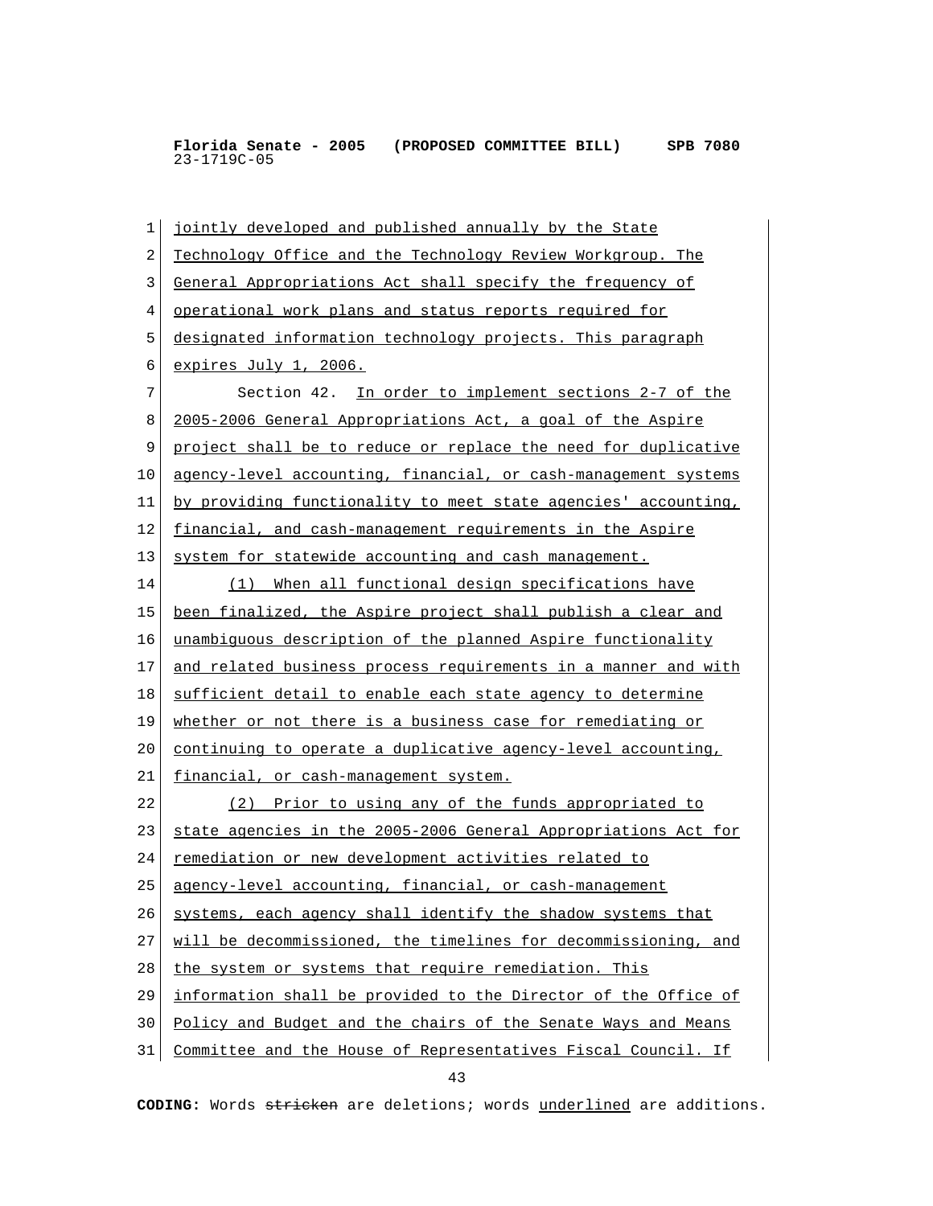jointly developed and published annually by the State Technology Office and the Technology Review Workgroup. The General Appropriations Act shall specify the frequency of operational work plans and status reports required for designated information technology projects. This paragraph expires July 1, 2006.

Section 42. In order to implement sections 2-7 of the 2005-2006 General Appropriations Act, a goal of the Aspire project shall be to reduce or replace the need for duplicative agency-level accounting, financial, or cash-management systems by providing functionality to meet state agencies' accounting, financial, and cash-management requirements in the Aspire system for statewide accounting and cash management.

(1) When all functional design specifications have been finalized, the Aspire project shall publish a clear and unambiguous description of the planned Aspire functionality and related business process requirements in a manner and with sufficient detail to enable each state agency to determine whether or not there is a business case for remediating or continuing to operate a duplicative agency-level accounting, financial, or cash-management system.

(2) Prior to using any of the funds appropriated to state agencies in the 2005-2006 General Appropriations Act for remediation or new development activities related to agency-level accounting, financial, or cash-management systems, each agency shall identify the shadow systems that will be decommissioned, the timelines for decommissioning, and the system or systems that require remediation. This information shall be provided to the Director of the Office of Policy and Budget and the chairs of the Senate Ways and Means Committee and the House of Representatives Fiscal Council. If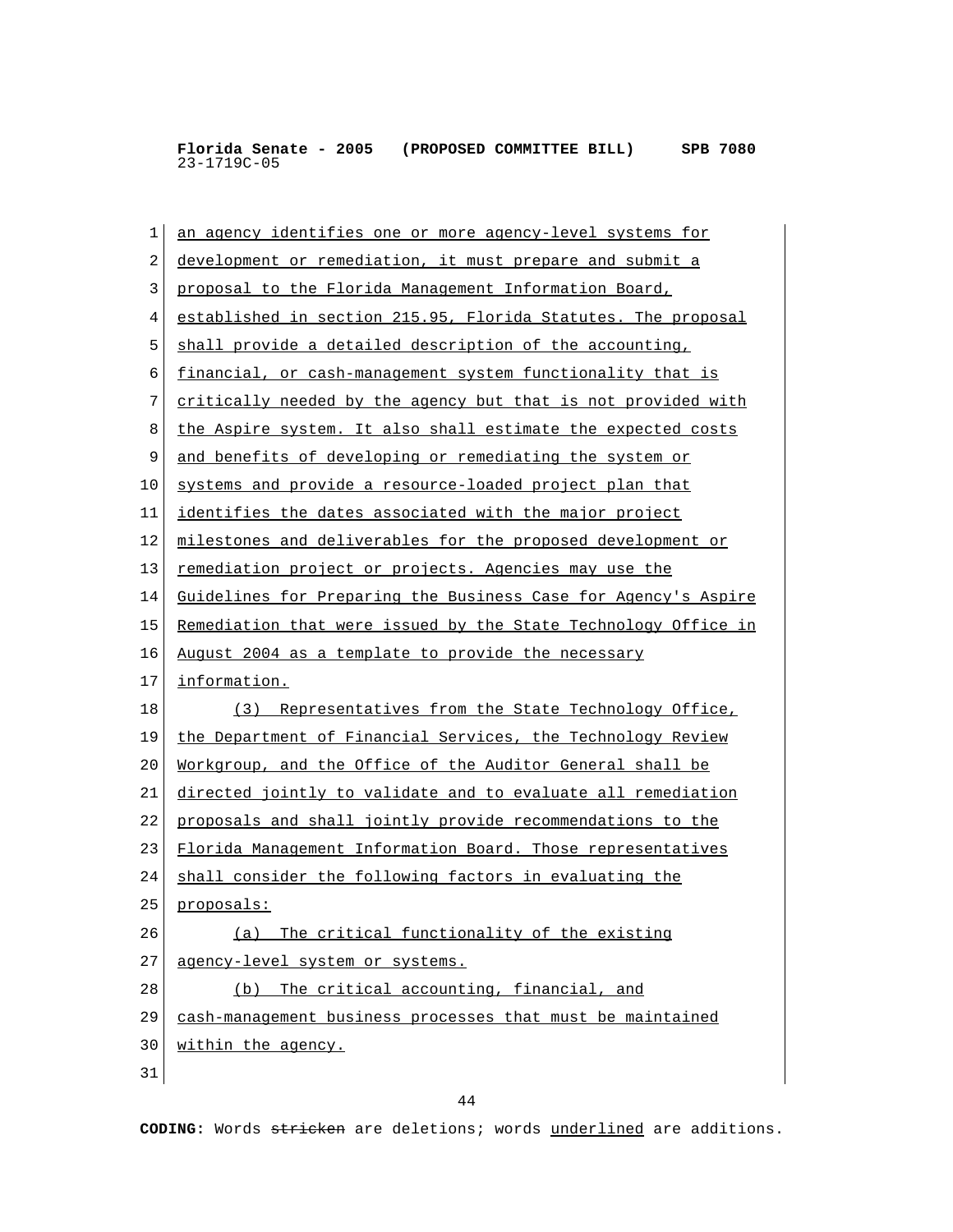an agency identifies one or more agency-level systems for development or remediation, it must prepare and submit a proposal to the Florida Management Information Board, established in section 215.95, Florida Statutes. The proposal shall provide a detailed description of the accounting, financial, or cash-management system functionality that is critically needed by the agency but that is not provided with the Aspire system. It also shall estimate the expected costs and benefits of developing or remediating the system or systems and provide a resource-loaded project plan that identifies the dates associated with the major project milestones and deliverables for the proposed development or remediation project or projects. Agencies may use the Guidelines for Preparing the Business Case for Agency's Aspire Remediation that were issued by the State Technology Office in August 2004 as a template to provide the necessary information.

(3) Representatives from the State Technology Office, the Department of Financial Services, the Technology Review Workgroup, and the Office of the Auditor General shall be directed jointly to validate and to evaluate all remediation proposals and shall jointly provide recommendations to the Florida Management Information Board. Those representatives shall consider the following factors in evaluating the proposals:

(a) The critical functionality of the existing agency-level system or systems.

(b) The critical accounting, financial, and cash-management business processes that must be maintained within the agency.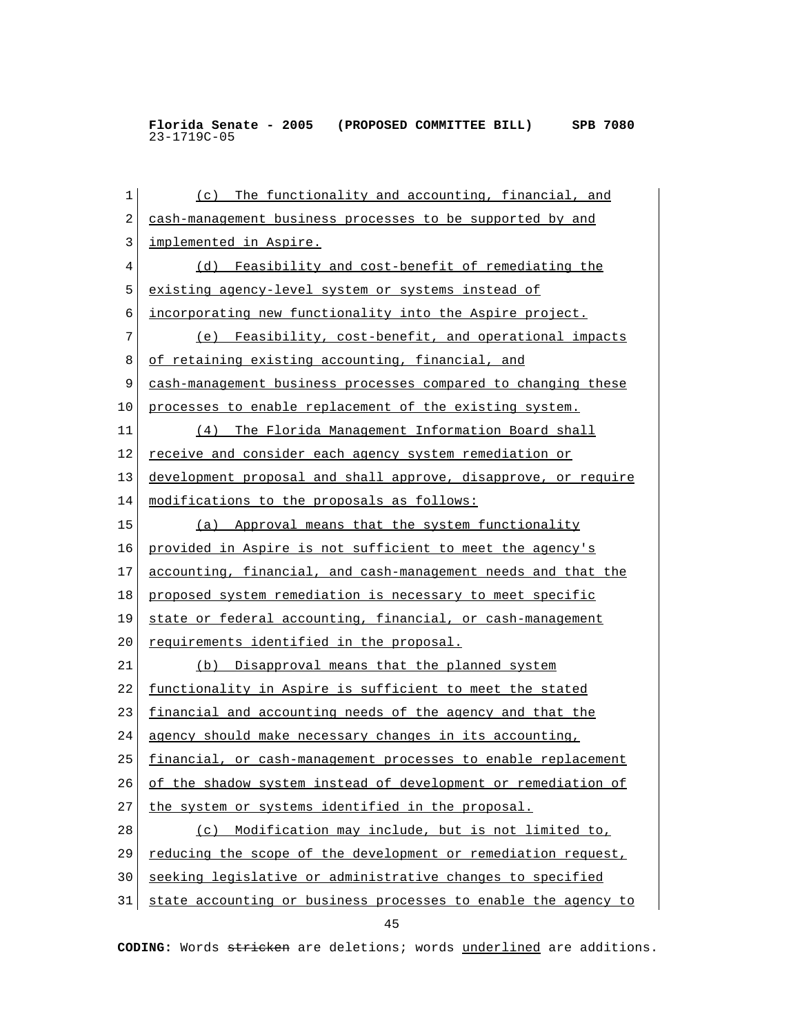(c) The functionality and accounting, financial, and cash-management business processes to be supported by and implemented in Aspire.

(d) Feasibility and cost-benefit of remediating the existing agency-level system or systems instead of incorporating new functionality into the Aspire project.

(e) Feasibility, cost-benefit, and operational impacts of retaining existing accounting, financial, and cash-management business processes compared to changing these processes to enable replacement of the existing system.

(4) The Florida Management Information Board shall receive and consider each agency system remediation or development proposal and shall approve, disapprove, or require modifications to the proposals as follows:

(a) Approval means that the system functionality provided in Aspire is not sufficient to meet the agency's accounting, financial, and cash-management needs and that the proposed system remediation is necessary to meet specific state or federal accounting, financial, or cash-management requirements identified in the proposal.

(b) Disapproval means that the planned system functionality in Aspire is sufficient to meet the stated financial and accounting needs of the agency and that the agency should make necessary changes in its accounting, financial, or cash-management processes to enable replacement of the shadow system instead of development or remediation of the system or systems identified in the proposal.

(c) Modification may include, but is not limited to, reducing the scope of the development or remediation request, seeking legislative or administrative changes to specified state accounting or business processes to enable the agency to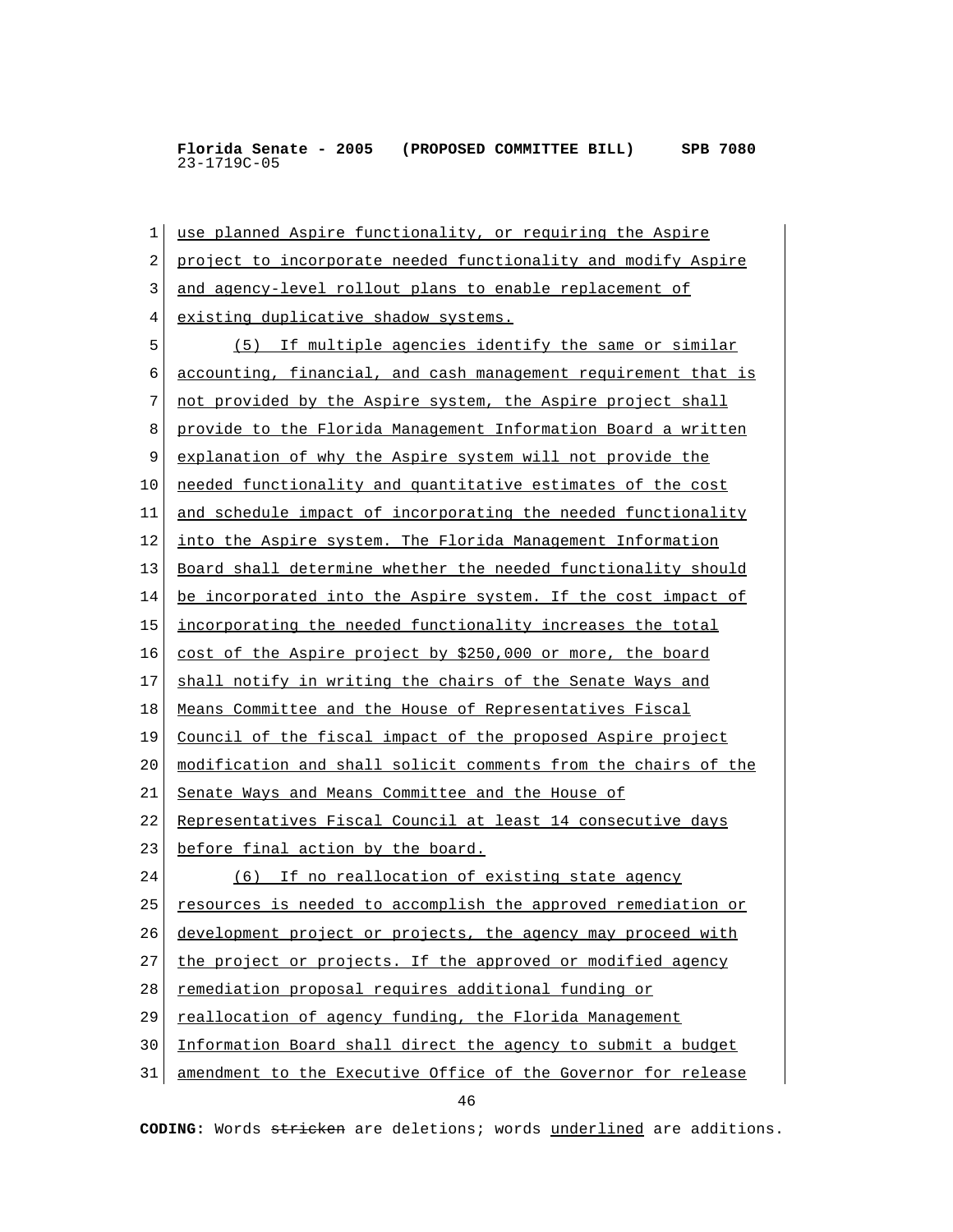use planned Aspire functionality, or requiring the Aspire project to incorporate needed functionality and modify Aspire and agency-level rollout plans to enable replacement of existing duplicative shadow systems.

(5) If multiple agencies identify the same or similar accounting, financial, and cash management requirement that is not provided by the Aspire system, the Aspire project shall provide to the Florida Management Information Board a written explanation of why the Aspire system will not provide the needed functionality and quantitative estimates of the cost and schedule impact of incorporating the needed functionality into the Aspire system. The Florida Management Information Board shall determine whether the needed functionality should be incorporated into the Aspire system. If the cost impact of incorporating the needed functionality increases the total cost of the Aspire project by $250,000 or more, the board shall notify in writing the chairs of the Senate Ways and Means Committee and the House of Representatives Fiscal Council of the fiscal impact of the proposed Aspire project modification and shall solicit comments from the chairs of the Senate Ways and Means Committee and the House of Representatives Fiscal Council at least 14 consecutive days before final action by the board.

(6) If no reallocation of existing state agency resources is needed to accomplish the approved remediation or development project or projects, the agency may proceed with the project or projects. If the approved or modified agency remediation proposal requires additional funding or reallocation of agency funding, the Florida Management Information Board shall direct the agency to submit a budget amendment to the Executive Office of the Governor for release

**CODING:** Words ~~stricken~~ are deletions; words underlined are additions.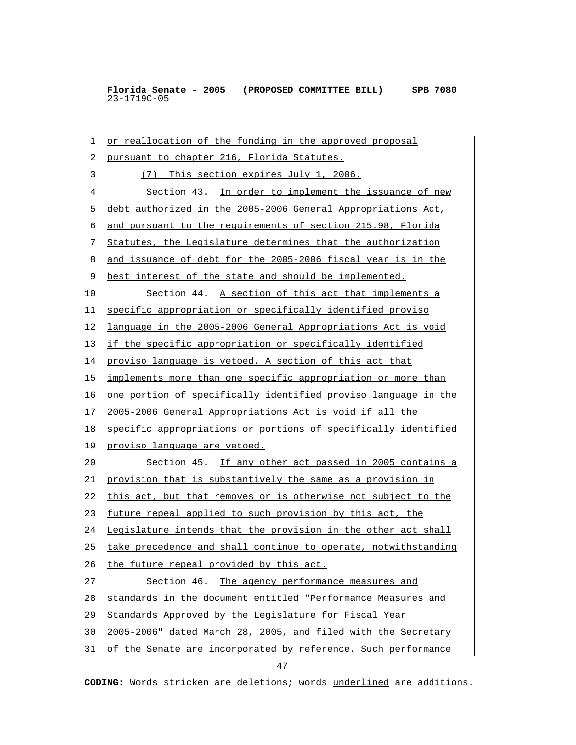or reallocation of the funding in the approved proposal pursuant to chapter 216, Florida Statutes.

(7) This section expires July 1, 2006.

Section 43. In order to implement the issuance of new debt authorized in the 2005-2006 General Appropriations Act, and pursuant to the requirements of section 215.98, Florida Statutes, the Legislature determines that the authorization and issuance of debt for the 2005-2006 fiscal year is in the best interest of the state and should be implemented.

Section 44. A section of this act that implements a specific appropriation or specifically identified proviso language in the 2005-2006 General Appropriations Act is void if the specific appropriation or specifically identified proviso language is vetoed. A section of this act that implements more than one specific appropriation or more than one portion of specifically identified proviso language in the 2005-2006 General Appropriations Act is void if all the specific appropriations or portions of specifically identified proviso language are vetoed.

Section 45. If any other act passed in 2005 contains a provision that is substantively the same as a provision in this act, but that removes or is otherwise not subject to the future repeal applied to such provision by this act, the Legislature intends that the provision in the other act shall take precedence and shall continue to operate, notwithstanding the future repeal provided by this act.

Section 46. The agency performance measures and standards in the document entitled "Performance Measures and Standards Approved by the Legislature for Fiscal Year 2005-2006" dated March 28, 2005, and filed with the Secretary of the Senate are incorporated by reference. Such performance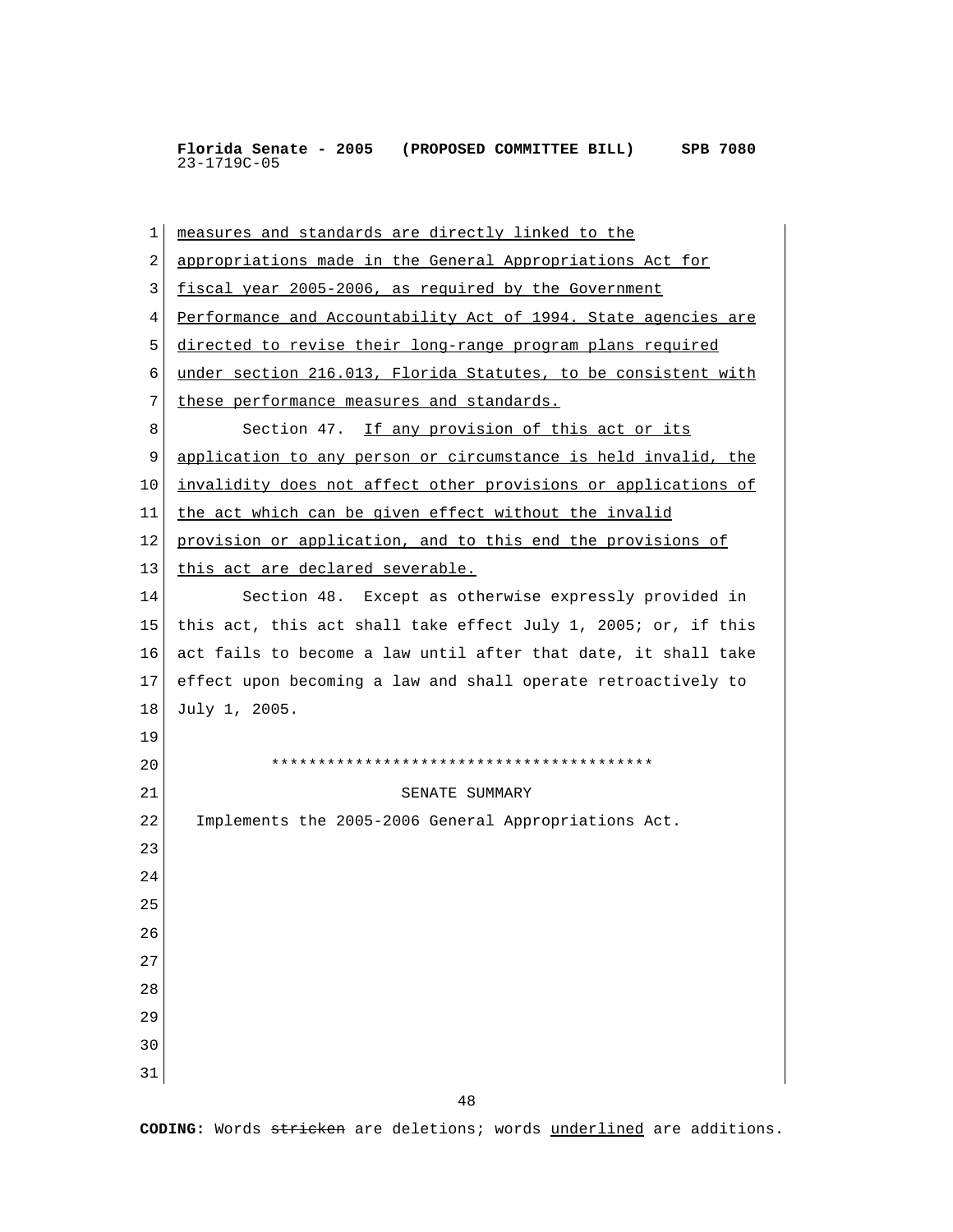measures and standards are directly linked to the appropriations made in the General Appropriations Act for fiscal year 2005-2006, as required by the Government Performance and Accountability Act of 1994. State agencies are directed to revise their long-range program plans required under section 216.013, Florida Statutes, to be consistent with these performance measures and standards.

Section 47. If any provision of this act or its application to any person or circumstance is held invalid, the invalidity does not affect other provisions or applications of the act which can be given effect without the invalid provision or application, and to this end the provisions of this act are declared severable.

Section 48. Except as otherwise expressly provided in this act, this act shall take effect July 1, 2005; or, if this act fails to become a law until after that date, it shall take effect upon becoming a law and shall operate retroactively to July 1, 2005.

*****************************************

SENATE SUMMARY

Implements the 2005-2006 General Appropriations Act.

**CODING:** Words ~~stricken~~ are deletions; words underlined are additions.